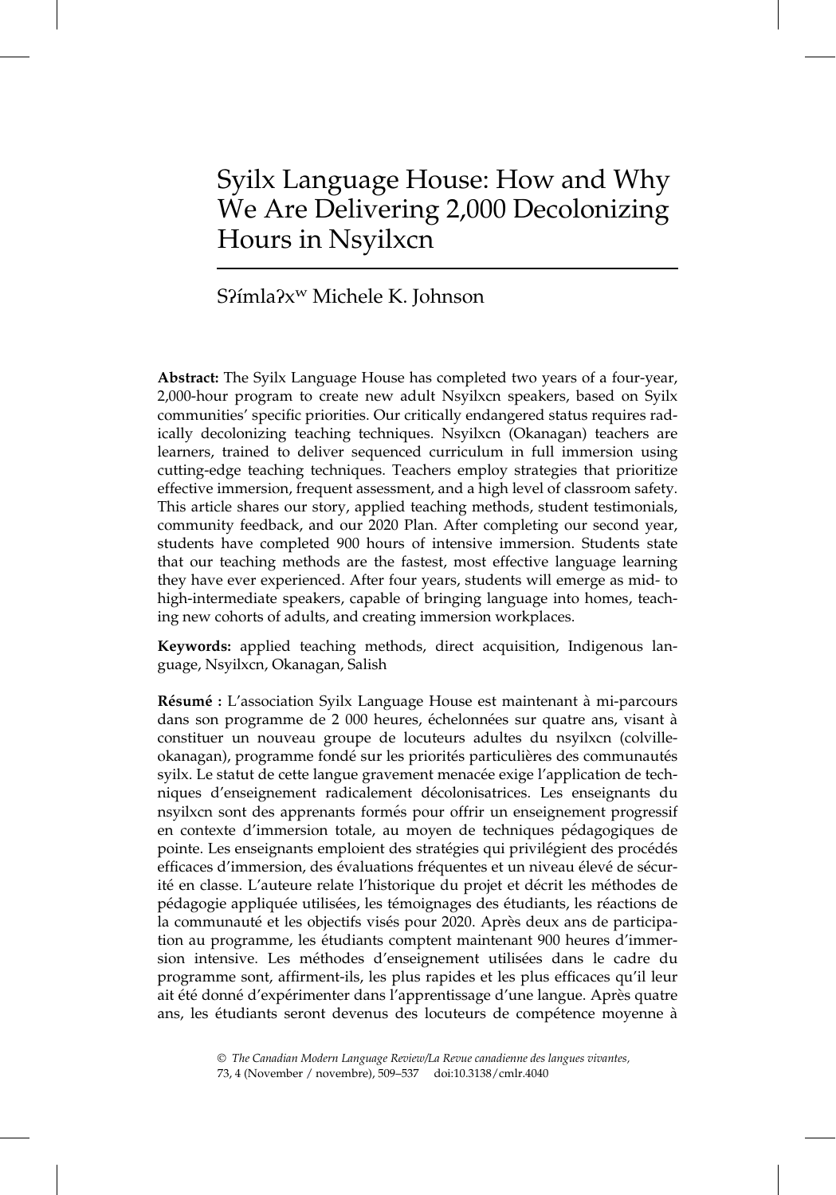# Syilx Language House: How and Why We Are Delivering 2,000 Decolonizing Hours in Nsyilxcn

Sʔímlaʔxʷ Michele K. Johnson

**Abstract:** The Syilx Language House has completed two years of a four-year, 2,000-hour program to create new adult Nsyilxcn speakers, based on Syilx communities' specific priorities. Our critically endangered status requires radically decolonizing teaching techniques. Nsyilxcn (Okanagan) teachers are learners, trained to deliver sequenced curriculum in full immersion using cutting-edge teaching techniques. Teachers employ strategies that prioritize effective immersion, frequent assessment, and a high level of classroom safety. This article shares our story, applied teaching methods, student testimonials, community feedback, and our 2020 Plan. After completing our second year, students have completed 900 hours of intensive immersion. Students state that our teaching methods are the fastest, most effective language learning they have ever experienced. After four years, students will emerge as mid- to high-intermediate speakers, capable of bringing language into homes, teaching new cohorts of adults, and creating immersion workplaces.

**Keywords:** applied teaching methods, direct acquisition, Indigenous language, Nsyilxcn, Okanagan, Salish

**Résumé :** L'association Syilx Language House est maintenant à mi-parcours dans son programme de 2 000 heures, échelonnées sur quatre ans, visant à constituer un nouveau groupe de locuteurs adultes du nsyilxcn (colville-okanagan), programme fondé sur les priorités particulières des communautés syilx. Le statut de cette langue gravement menacée exige l'application de techniques d'enseignement radicalement décolonisatrices. Les enseignants du nsyilxcn sont des apprenants formés pour offrir un enseignement progressif en contexte d'immersion totale, au moyen de techniques pédagogiques de pointe. Les enseignants emploient des stratégies qui privilégient des procédés efficaces d'immersion, des évaluations fréquentes et un niveau élevé de sécurité en classe. L'auteure relate l'historique du projet et décrit les méthodes de pédagogie appliquée utilisées, les témoignages des étudiants, les réactions de la communauté et les objectifs visés pour 2020. Après deux ans de participation au programme, les étudiants comptent maintenant 900 heures d'immersion intensive. Les méthodes d'enseignement utilisées dans le cadre du programme sont, affirment-ils, les plus rapides et les plus efficaces qu'il leur ait été donné d'expérimenter dans l'apprentissage d'une langue. Après quatre ans, les étudiants seront devenus des locuteurs de compétence moyenne à

© *The Canadian Modern Language Review/La Revue canadienne des langues vivantes*, 73, 4 (November / novembre), 509–537 doi:10.3138/cmlr.4040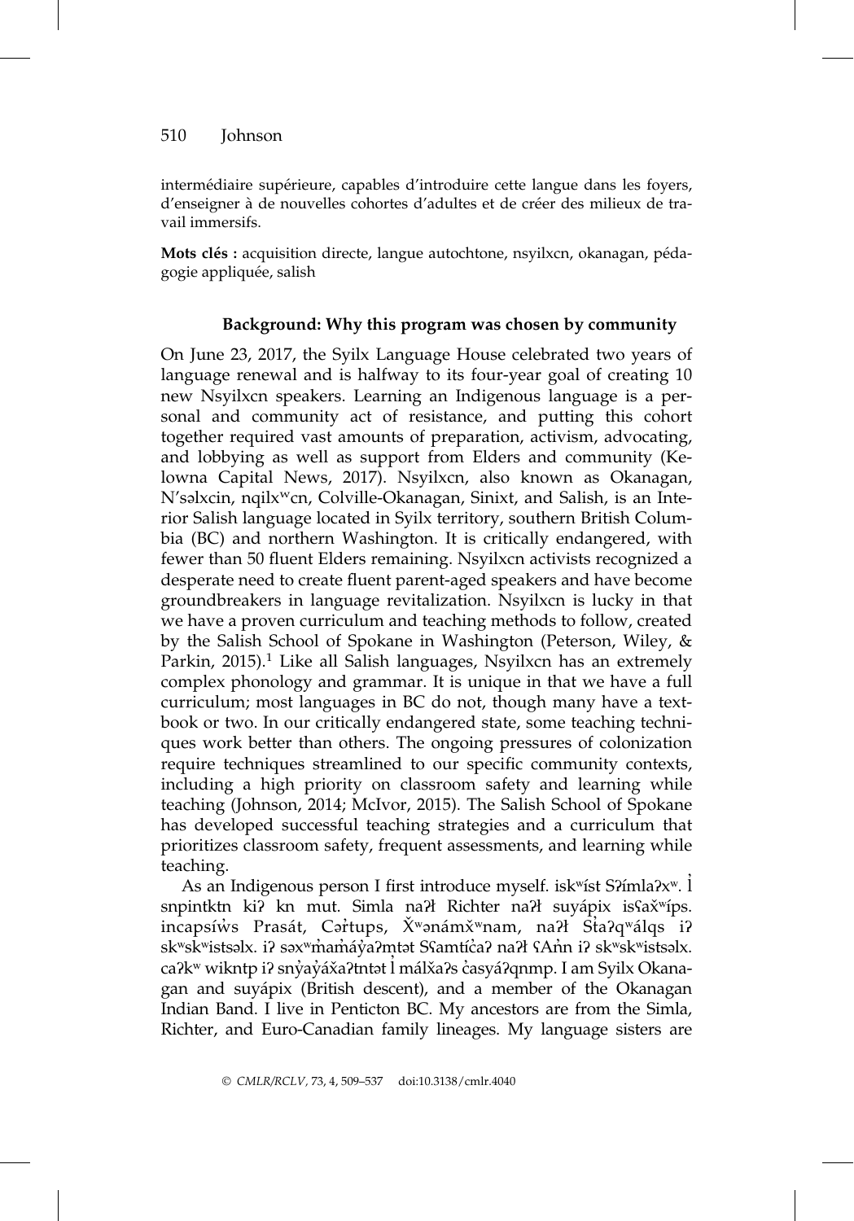intermédiaire supérieure, capables d'introduire cette langue dans les foyers, d'enseigner à de nouvelles cohortes d'adultes et de créer des milieux de travail immersifs.

**Mots clés :** acquisition directe, langue autochtone, nsyilxcn, okanagan, pédagogie appliquée, salish

### Background: Why this program was chosen by community

On June 23, 2017, the Syilx Language House celebrated two years of language renewal and is halfway to its four-year goal of creating 10 new Nsyilxcn speakers. Learning an Indigenous language is a personal and community act of resistance, and putting this cohort together required vast amounts of preparation, activism, advocating, and lobbying as well as support from Elders and community (Kelowna Capital News, 2017). Nsyilxcn, also known as Okanagan, N'səlxcin, nqilxʷcn, Colville-Okanagan, Sinixt, and Salish, is an Interior Salish language located in Syilx territory, southern British Columbia (BC) and northern Washington. It is critically endangered, with fewer than 50 fluent Elders remaining. Nsyilxcn activists recognized a desperate need to create fluent parent-aged speakers and have become groundbreakers in language revitalization. Nsyilxcn is lucky in that we have a proven curriculum and teaching methods to follow, created by the Salish School of Spokane in Washington (Peterson, Wiley, & Parkin, 2015).[1] Like all Salish languages, Nsyilxcn has an extremely complex phonology and grammar. It is unique in that we have a full curriculum; most languages in BC do not, though many have a textbook or two. In our critically endangered state, some teaching techniques work better than others. The ongoing pressures of colonization require techniques streamlined to our specific community contexts, including a high priority on classroom safety and learning while teaching (Johnson, 2014; McIvor, 2015). The Salish School of Spokane has developed successful teaching strategies and a curriculum that prioritizes classroom safety, frequent assessments, and learning while teaching.

As an Indigenous person I first introduce myself. iskʷíst Sʔímlaʔxʷ. l̓ snpintktn kiʔ kn mut. Simla naʔł Richter naʔł suyápix isʕax̌ʷíps. incapsíw̓s Prasát, Cər̓tups, X̌ʷənámx̌ʷnam, naʔł St̓aʔqʷálqs iʔ skʷskʷistsəlx. iʔ səxʷm̓am̓áy̓aʔmtət Sʕamtíc̓aʔ naʔł ʕAn̓n iʔ skʷskʷistsəlx. caʔkʷ wikntp iʔ sny̓ay̓áx̌aʔtntət l̓ málx̌aʔs c̓asyáʔqnmp. I am Syilx Okanagan and suyápix (British descent), and a member of the Okanagan Indian Band. I live in Penticton BC. My ancestors are from the Simla, Richter, and Euro-Canadian family lineages. My language sisters are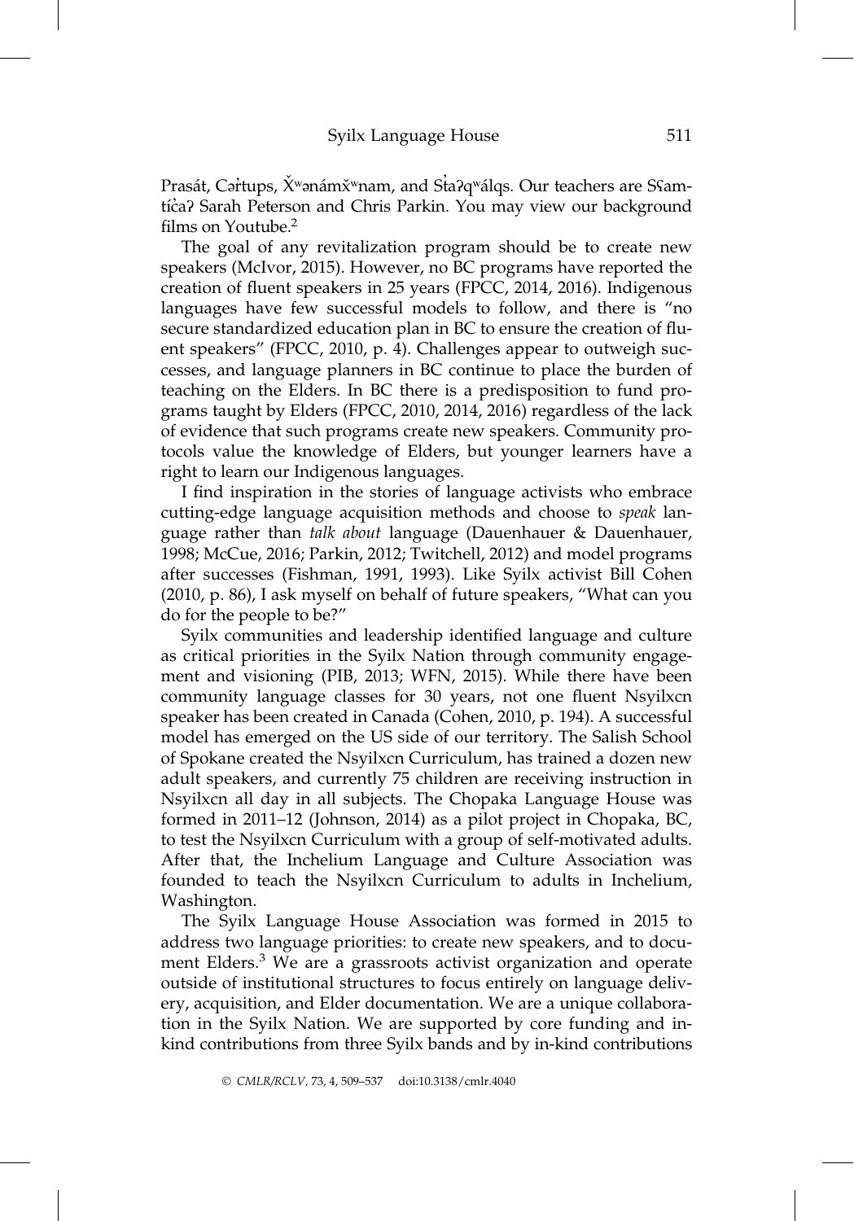Prasát, Cər̓tups, X̌ʷənámx̌ʷnam, and Sṫaʔqʷálqs. Our teachers are Sʕamtíc̓aʔ Sarah Peterson and Chris Parkin. You may view our background films on Youtube.[2]

The goal of any revitalization program should be to create new speakers (McIvor, 2015). However, no BC programs have reported the creation of fluent speakers in 25 years (FPCC, 2014, 2016). Indigenous languages have few successful models to follow, and there is "no secure standardized education plan in BC to ensure the creation of fluent speakers" (FPCC, 2010, p. 4). Challenges appear to outweigh successes, and language planners in BC continue to place the burden of teaching on the Elders. In BC there is a predisposition to fund programs taught by Elders (FPCC, 2010, 2014, 2016) regardless of the lack of evidence that such programs create new speakers. Community protocols value the knowledge of Elders, but younger learners have a right to learn our Indigenous languages.

I find inspiration in the stories of language activists who embrace cutting-edge language acquisition methods and choose to *speak* language rather than *talk about* language (Dauenhauer & Dauenhauer, 1998; McCue, 2016; Parkin, 2012; Twitchell, 2012) and model programs after successes (Fishman, 1991, 1993). Like Syilx activist Bill Cohen (2010, p. 86), I ask myself on behalf of future speakers, "What can you do for the people to be?"

Syilx communities and leadership identified language and culture as critical priorities in the Syilx Nation through community engagement and visioning (PIB, 2013; WFN, 2015). While there have been community language classes for 30 years, not one fluent Nsyilxcn speaker has been created in Canada (Cohen, 2010, p. 194). A successful model has emerged on the US side of our territory. The Salish School of Spokane created the Nsyilxcn Curriculum, has trained a dozen new adult speakers, and currently 75 children are receiving instruction in Nsyilxcn all day in all subjects. The Chopaka Language House was formed in 2011–12 (Johnson, 2014) as a pilot project in Chopaka, BC, to test the Nsyilxcn Curriculum with a group of self-motivated adults. After that, the Inchelium Language and Culture Association was founded to teach the Nsyilxcn Curriculum to adults in Inchelium, Washington.

The Syilx Language House Association was formed in 2015 to address two language priorities: to create new speakers, and to document Elders.[3] We are a grassroots activist organization and operate outside of institutional structures to focus entirely on language delivery, acquisition, and Elder documentation. We are a unique collaboration in the Syilx Nation. We are supported by core funding and in-kind contributions from three Syilx bands and by in-kind contributions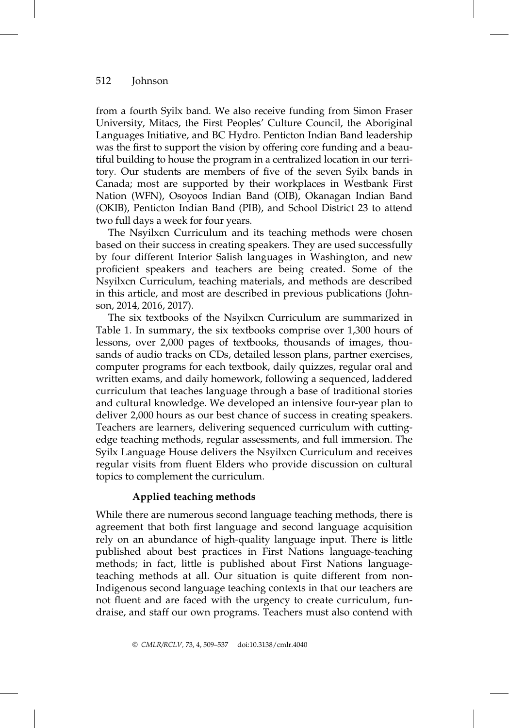from a fourth Syilx band. We also receive funding from Simon Fraser University, Mitacs, the First Peoples' Culture Council, the Aboriginal Languages Initiative, and BC Hydro. Penticton Indian Band leadership was the first to support the vision by offering core funding and a beautiful building to house the program in a centralized location in our territory. Our students are members of five of the seven Syilx bands in Canada; most are supported by their workplaces in Westbank First Nation (WFN), Osoyoos Indian Band (OIB), Okanagan Indian Band (OKIB), Penticton Indian Band (PIB), and School District 23 to attend two full days a week for four years.

The Nsyilxcn Curriculum and its teaching methods were chosen based on their success in creating speakers. They are used successfully by four different Interior Salish languages in Washington, and new proficient speakers and teachers are being created. Some of the Nsyilxcn Curriculum, teaching materials, and methods are described in this article, and most are described in previous publications (Johnson, 2014, 2016, 2017).

The six textbooks of the Nsyilxcn Curriculum are summarized in Table 1. In summary, the six textbooks comprise over 1,300 hours of lessons, over 2,000 pages of textbooks, thousands of images, thousands of audio tracks on CDs, detailed lesson plans, partner exercises, computer programs for each textbook, daily quizzes, regular oral and written exams, and daily homework, following a sequenced, laddered curriculum that teaches language through a base of traditional stories and cultural knowledge. We developed an intensive four-year plan to deliver 2,000 hours as our best chance of success in creating speakers. Teachers are learners, delivering sequenced curriculum with cutting-edge teaching methods, regular assessments, and full immersion. The Syilx Language House delivers the Nsyilxcn Curriculum and receives regular visits from fluent Elders who provide discussion on cultural topics to complement the curriculum.

### Applied teaching methods

While there are numerous second language teaching methods, there is agreement that both first language and second language acquisition rely on an abundance of high-quality language input. There is little published about best practices in First Nations language-teaching methods; in fact, little is published about First Nations language-teaching methods at all. Our situation is quite different from non-Indigenous second language teaching contexts in that our teachers are not fluent and are faced with the urgency to create curriculum, fundraise, and staff our own programs. Teachers must also contend with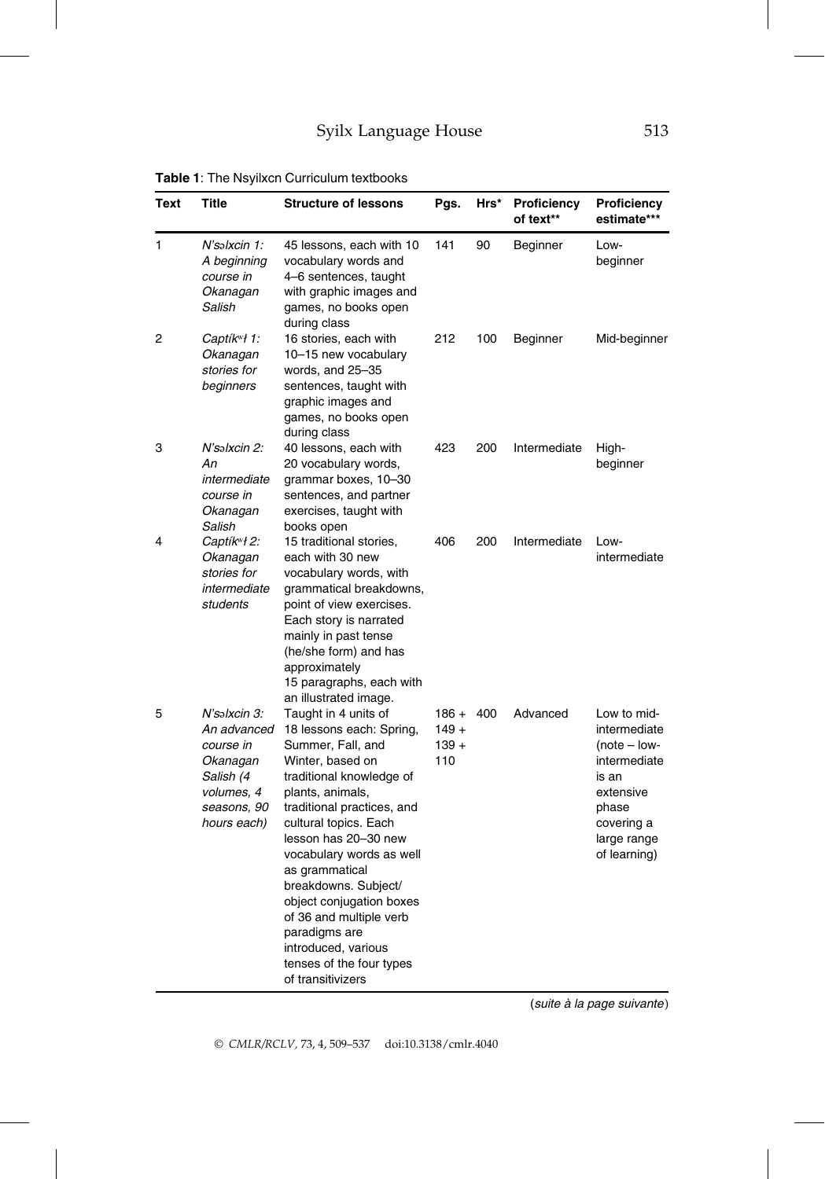**Table 1**: The Nsyilxcn Curriculum textbooks

| Text | Title | Structure of lessons | Pgs. | Hrs* | Proficiency of text** | Proficiency estimate*** |
|---|---|---|---|---|---|---|
| 1 | *N'səlxcin 1: A beginning course in Okanagan Salish* | 45 lessons, each with 10 vocabulary words and 4–6 sentences, taught with graphic images and games, no books open during class | 141 | 90 | Beginner | Low-beginner |
| 2 | *Captíkʷł 1: Okanagan stories for beginners* | 16 stories, each with 10–15 new vocabulary words, and 25–35 sentences, taught with graphic images and games, no books open during class | 212 | 100 | Beginner | Mid-beginner |
| 3 | *N'səlxcin 2: An intermediate course in Okanagan Salish* | 40 lessons, each with 20 vocabulary words, grammar boxes, 10–30 sentences, and partner exercises, taught with books open | 423 | 200 | Intermediate | High-beginner |
| 4 | *Captíkʷł 2: Okanagan stories for intermediate students* | 15 traditional stories, each with 30 new vocabulary words, with grammatical breakdowns, point of view exercises. Each story is narrated mainly in past tense (he/she form) and has approximately 15 paragraphs, each with an illustrated image. | 406 | 200 | Intermediate | Low-intermediate |
| 5 | *N'səlxcin 3: An advanced course in Okanagan Salish (4 volumes, 4 seasons, 90 hours each)* | Taught in 4 units of 18 lessons each: Spring, Summer, Fall, and Winter, based on traditional knowledge of plants, animals, traditional practices, and cultural topics. Each lesson has 20–30 new vocabulary words as well as grammatical breakdowns. Subject/object conjugation boxes of 36 and multiple verb paradigms are introduced, various tenses of the four types of transitivizers | 186 + 149 + 139 + 110 | 400 | Advanced | Low to mid-intermediate (note – low-intermediate is an extensive phase covering a large range of learning) |

(*suite à la page suivante*)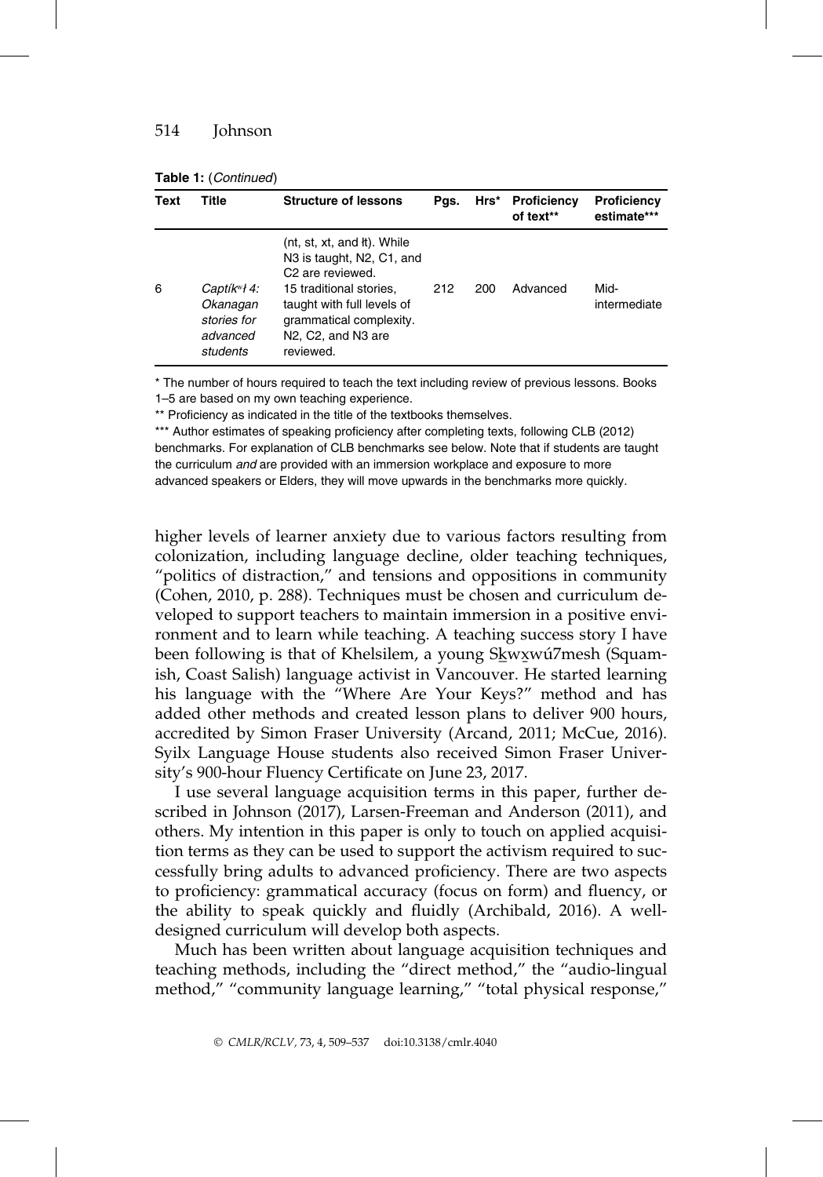**Table 1:** (*Continued*)

| Text | Title | Structure of lessons | Pgs. | Hrs* | Proficiency of text** | Proficiency estimate*** |
|---|---|---|---|---|---|---|
| | | (nt, st, xt, and ƛt). While N3 is taught, N2, C1, and C2 are reviewed. | | | | |
| 6 | *Captíkʷł 4: Okanagan stories for advanced students* | 15 traditional stories, taught with full levels of grammatical complexity. N2, C2, and N3 are reviewed. | 212 | 200 | Advanced | Mid-intermediate |

\* The number of hours required to teach the text including review of previous lessons. Books 1–5 are based on my own teaching experience.

\*\* Proficiency as indicated in the title of the textbooks themselves.

\*\*\* Author estimates of speaking proficiency after completing texts, following CLB (2012) benchmarks. For explanation of CLB benchmarks see below. Note that if students are taught the curriculum *and* are provided with an immersion workplace and exposure to more advanced speakers or Elders, they will move upwards in the benchmarks more quickly.

higher levels of learner anxiety due to various factors resulting from colonization, including language decline, older teaching techniques, "politics of distraction," and tensions and oppositions in community (Cohen, 2010, p. 288). Techniques must be chosen and curriculum developed to support teachers to maintain immersion in a positive environment and to learn while teaching. A teaching success story I have been following is that of Khelsilem, a young Sk̲wx̱wú7mesh (Squamish, Coast Salish) language activist in Vancouver. He started learning his language with the "Where Are Your Keys?" method and has added other methods and created lesson plans to deliver 900 hours, accredited by Simon Fraser University (Arcand, 2011; McCue, 2016). Syilx Language House students also received Simon Fraser University's 900-hour Fluency Certificate on June 23, 2017.

I use several language acquisition terms in this paper, further described in Johnson (2017), Larsen-Freeman and Anderson (2011), and others. My intention in this paper is only to touch on applied acquisition terms as they can be used to support the activism required to successfully bring adults to advanced proficiency. There are two aspects to proficiency: grammatical accuracy (focus on form) and fluency, or the ability to speak quickly and fluidly (Archibald, 2016). A well-designed curriculum will develop both aspects.

Much has been written about language acquisition techniques and teaching methods, including the "direct method," the "audio-lingual method," "community language learning," "total physical response,"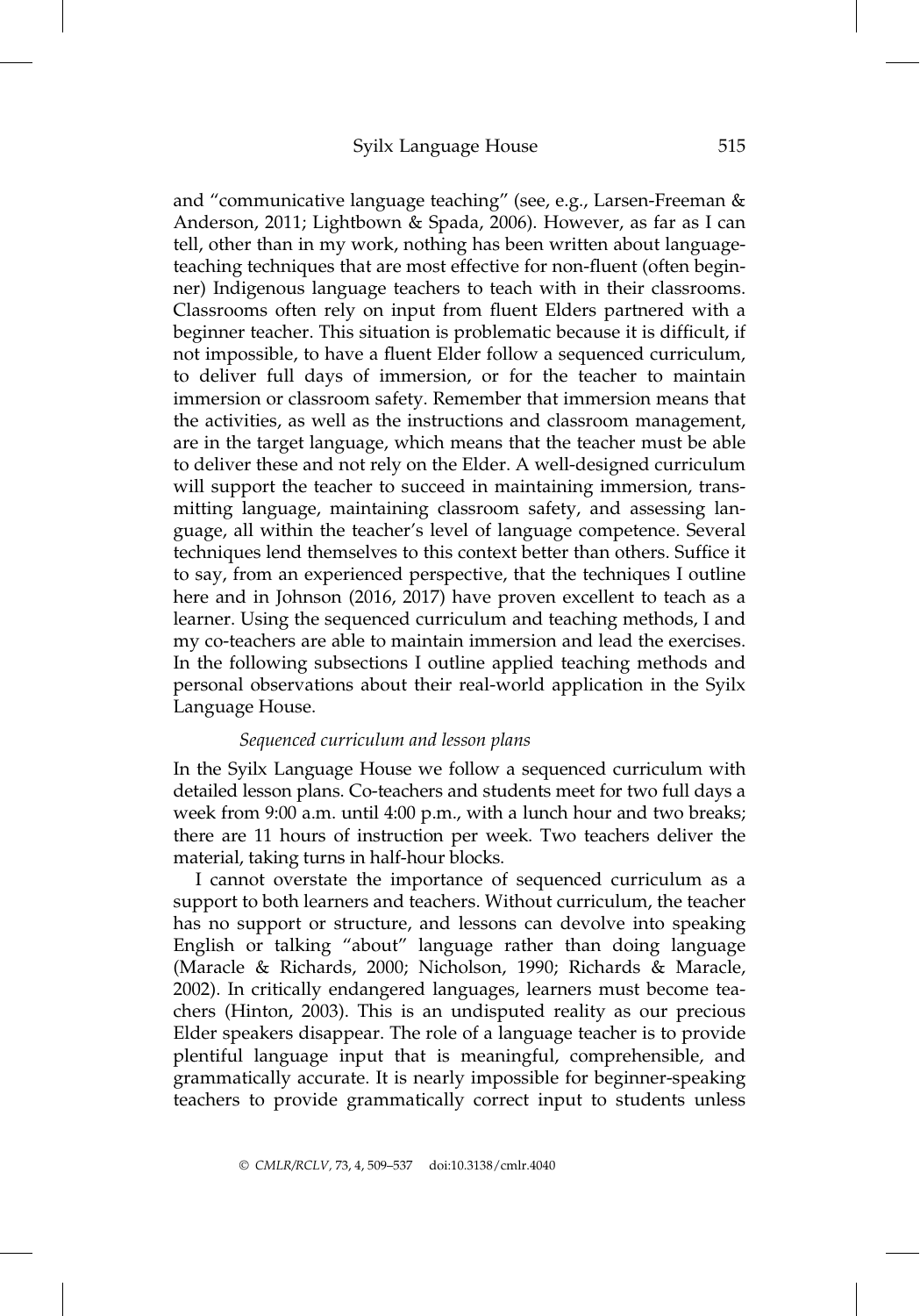and "communicative language teaching" (see, e.g., Larsen-Freeman & Anderson, 2011; Lightbown & Spada, 2006). However, as far as I can tell, other than in my work, nothing has been written about language-teaching techniques that are most effective for non-fluent (often beginner) Indigenous language teachers to teach with in their classrooms. Classrooms often rely on input from fluent Elders partnered with a beginner teacher. This situation is problematic because it is difficult, if not impossible, to have a fluent Elder follow a sequenced curriculum, to deliver full days of immersion, or for the teacher to maintain immersion or classroom safety. Remember that immersion means that the activities, as well as the instructions and classroom management, are in the target language, which means that the teacher must be able to deliver these and not rely on the Elder. A well-designed curriculum will support the teacher to succeed in maintaining immersion, transmitting language, maintaining classroom safety, and assessing language, all within the teacher's level of language competence. Several techniques lend themselves to this context better than others. Suffice it to say, from an experienced perspective, that the techniques I outline here and in Johnson (2016, 2017) have proven excellent to teach as a learner. Using the sequenced curriculum and teaching methods, I and my co-teachers are able to maintain immersion and lead the exercises. In the following subsections I outline applied teaching methods and personal observations about their real-world application in the Syilx Language House.

*Sequenced curriculum and lesson plans*

In the Syilx Language House we follow a sequenced curriculum with detailed lesson plans. Co-teachers and students meet for two full days a week from 9:00 a.m. until 4:00 p.m., with a lunch hour and two breaks; there are 11 hours of instruction per week. Two teachers deliver the material, taking turns in half-hour blocks.

I cannot overstate the importance of sequenced curriculum as a support to both learners and teachers. Without curriculum, the teacher has no support or structure, and lessons can devolve into speaking English or talking "about" language rather than doing language (Maracle & Richards, 2000; Nicholson, 1990; Richards & Maracle, 2002). In critically endangered languages, learners must become teachers (Hinton, 2003). This is an undisputed reality as our precious Elder speakers disappear. The role of a language teacher is to provide plentiful language input that is meaningful, comprehensible, and grammatically accurate. It is nearly impossible for beginner-speaking teachers to provide grammatically correct input to students unless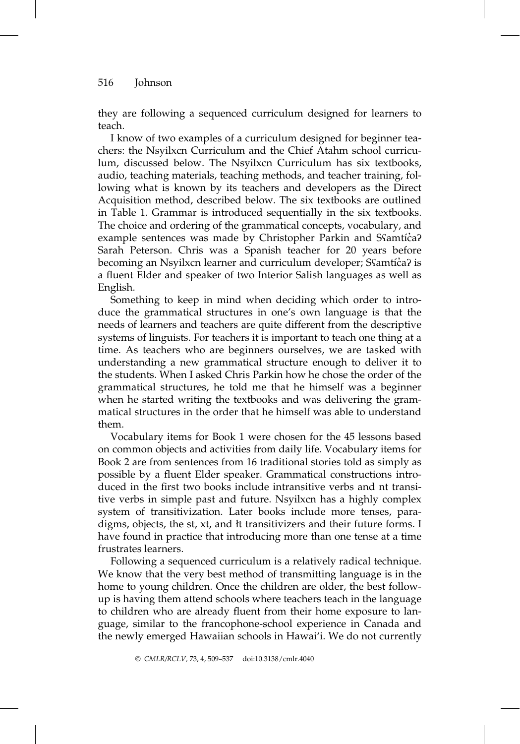they are following a sequenced curriculum designed for learners to teach.

I know of two examples of a curriculum designed for beginner teachers: the Nsyilxcn Curriculum and the Chief Atahm school curriculum, discussed below. The Nsyilxcn Curriculum has six textbooks, audio, teaching materials, teaching methods, and teacher training, following what is known by its teachers and developers as the Direct Acquisition method, described below. The six textbooks are outlined in Table 1. Grammar is introduced sequentially in the six textbooks. The choice and ordering of the grammatical concepts, vocabulary, and example sentences was made by Christopher Parkin and Sʕamtíc̓aʔ Sarah Peterson. Chris was a Spanish teacher for 20 years before becoming an Nsyilxcn learner and curriculum developer; Sʕamtíc̓aʔ is a fluent Elder and speaker of two Interior Salish languages as well as English.

Something to keep in mind when deciding which order to introduce the grammatical structures in one's own language is that the needs of learners and teachers are quite different from the descriptive systems of linguists. For teachers it is important to teach one thing at a time. As teachers who are beginners ourselves, we are tasked with understanding a new grammatical structure enough to deliver it to the students. When I asked Chris Parkin how he chose the order of the grammatical structures, he told me that he himself was a beginner when he started writing the textbooks and was delivering the grammatical structures in the order that he himself was able to understand them.

Vocabulary items for Book 1 were chosen for the 45 lessons based on common objects and activities from daily life. Vocabulary items for Book 2 are from sentences from 16 traditional stories told as simply as possible by a fluent Elder speaker. Grammatical constructions introduced in the first two books include intransitive verbs and nt transitive verbs in simple past and future. Nsyilxcn has a highly complex system of transitivization. Later books include more tenses, paradigms, objects, the st, xt, and ɬt transitivizers and their future forms. I have found in practice that introducing more than one tense at a time frustrates learners.

Following a sequenced curriculum is a relatively radical technique. We know that the very best method of transmitting language is in the home to young children. Once the children are older, the best follow-up is having them attend schools where teachers teach in the language to children who are already fluent from their home exposure to language, similar to the francophone-school experience in Canada and the newly emerged Hawaiian schools in Hawai'i. We do not currently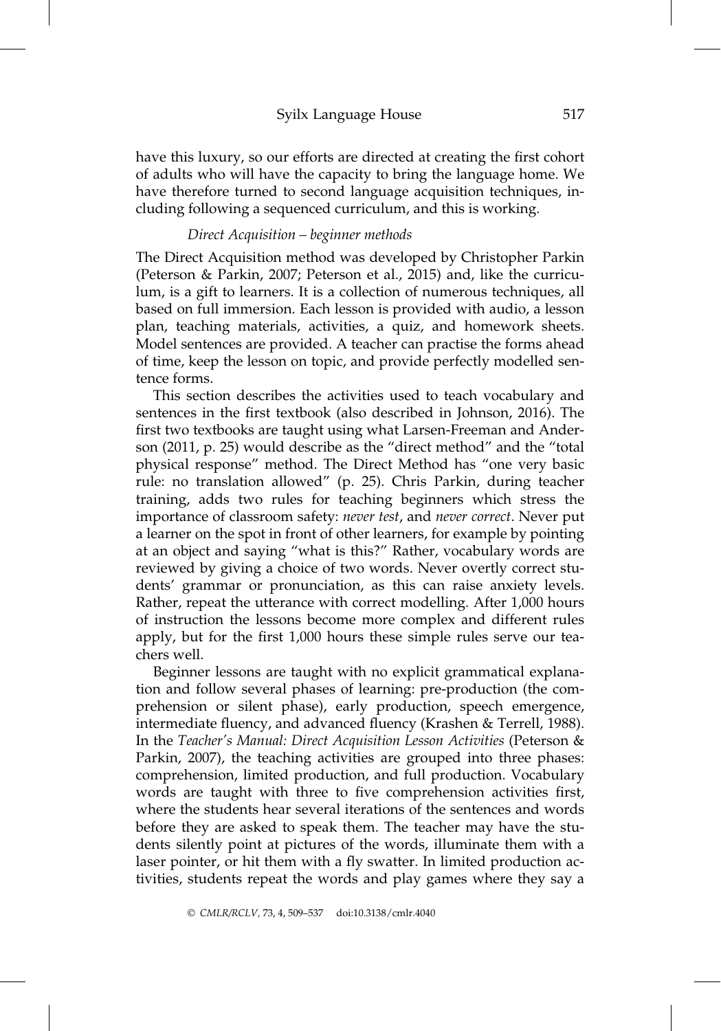have this luxury, so our efforts are directed at creating the first cohort of adults who will have the capacity to bring the language home. We have therefore turned to second language acquisition techniques, including following a sequenced curriculum, and this is working.

### *Direct Acquisition – beginner methods*

The Direct Acquisition method was developed by Christopher Parkin (Peterson & Parkin, 2007; Peterson et al., 2015) and, like the curriculum, is a gift to learners. It is a collection of numerous techniques, all based on full immersion. Each lesson is provided with audio, a lesson plan, teaching materials, activities, a quiz, and homework sheets. Model sentences are provided. A teacher can practise the forms ahead of time, keep the lesson on topic, and provide perfectly modelled sentence forms.

This section describes the activities used to teach vocabulary and sentences in the first textbook (also described in Johnson, 2016). The first two textbooks are taught using what Larsen-Freeman and Anderson (2011, p. 25) would describe as the "direct method" and the "total physical response" method. The Direct Method has "one very basic rule: no translation allowed" (p. 25). Chris Parkin, during teacher training, adds two rules for teaching beginners which stress the importance of classroom safety: *never test*, and *never correct*. Never put a learner on the spot in front of other learners, for example by pointing at an object and saying "what is this?" Rather, vocabulary words are reviewed by giving a choice of two words. Never overtly correct students' grammar or pronunciation, as this can raise anxiety levels. Rather, repeat the utterance with correct modelling. After 1,000 hours of instruction the lessons become more complex and different rules apply, but for the first 1,000 hours these simple rules serve our teachers well.

Beginner lessons are taught with no explicit grammatical explanation and follow several phases of learning: pre-production (the comprehension or silent phase), early production, speech emergence, intermediate fluency, and advanced fluency (Krashen & Terrell, 1988). In the *Teacher's Manual: Direct Acquisition Lesson Activities* (Peterson & Parkin, 2007), the teaching activities are grouped into three phases: comprehension, limited production, and full production. Vocabulary words are taught with three to five comprehension activities first, where the students hear several iterations of the sentences and words before they are asked to speak them. The teacher may have the students silently point at pictures of the words, illuminate them with a laser pointer, or hit them with a fly swatter. In limited production activities, students repeat the words and play games where they say a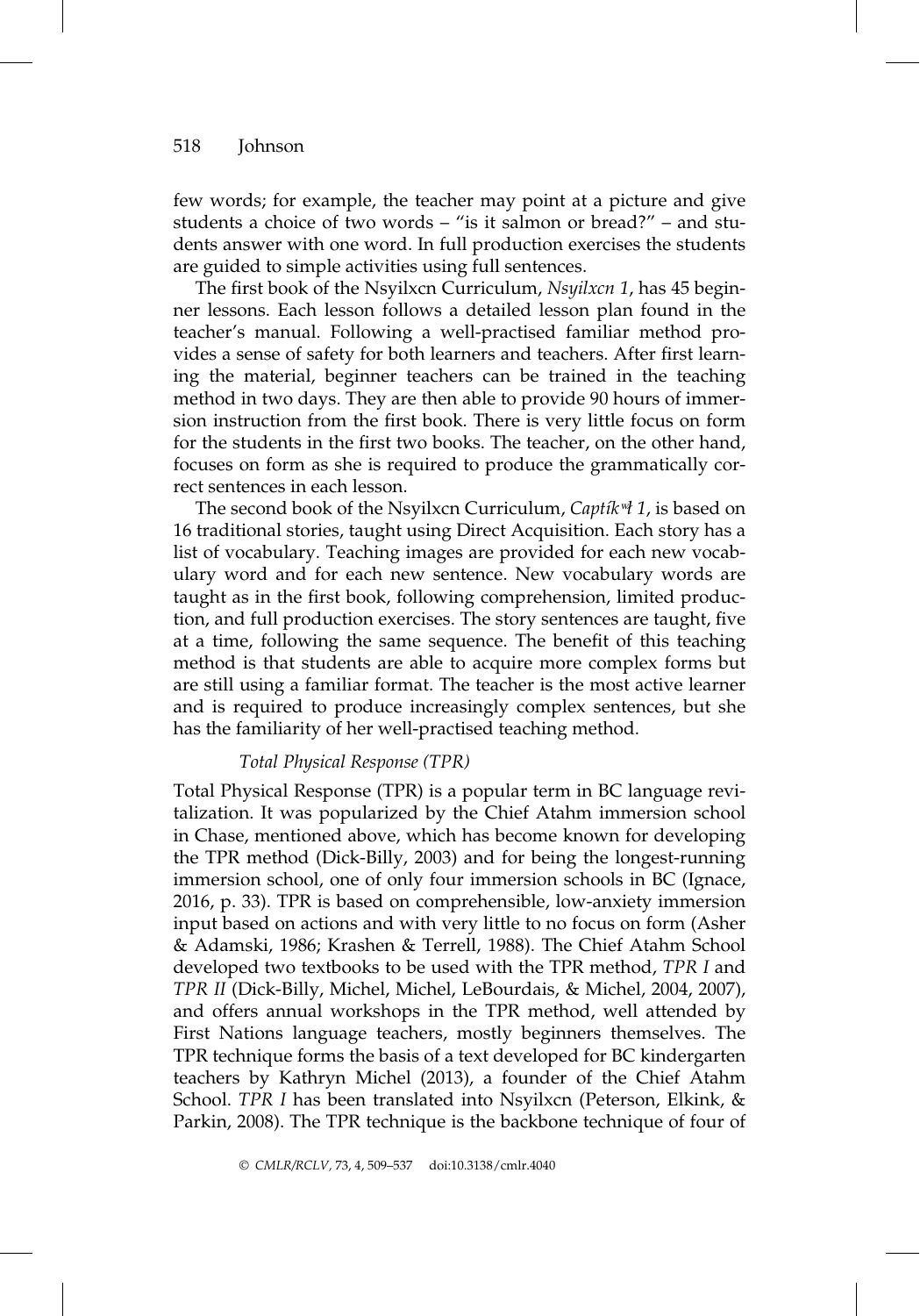few words; for example, the teacher may point at a picture and give students a choice of two words – "is it salmon or bread?" – and students answer with one word. In full production exercises the students are guided to simple activities using full sentences.

The first book of the Nsyilxcn Curriculum, *Nsyilxcn 1*, has 45 beginner lessons. Each lesson follows a detailed lesson plan found in the teacher's manual. Following a well-practised familiar method provides a sense of safety for both learners and teachers. After first learning the material, beginner teachers can be trained in the teaching method in two days. They are then able to provide 90 hours of immersion instruction from the first book. There is very little focus on form for the students in the first two books. The teacher, on the other hand, focuses on form as she is required to produce the grammatically correct sentences in each lesson.

The second book of the Nsyilxcn Curriculum, *Captíkʷɬ 1*, is based on 16 traditional stories, taught using Direct Acquisition. Each story has a list of vocabulary. Teaching images are provided for each new vocabulary word and for each new sentence. New vocabulary words are taught as in the first book, following comprehension, limited production, and full production exercises. The story sentences are taught, five at a time, following the same sequence. The benefit of this teaching method is that students are able to acquire more complex forms but are still using a familiar format. The teacher is the most active learner and is required to produce increasingly complex sentences, but she has the familiarity of her well-practised teaching method.

*Total Physical Response (TPR)*

Total Physical Response (TPR) is a popular term in BC language revitalization. It was popularized by the Chief Atahm immersion school in Chase, mentioned above, which has become known for developing the TPR method (Dick-Billy, 2003) and for being the longest-running immersion school, one of only four immersion schools in BC (Ignace, 2016, p. 33). TPR is based on comprehensible, low-anxiety immersion input based on actions and with very little to no focus on form (Asher & Adamski, 1986; Krashen & Terrell, 1988). The Chief Atahm School developed two textbooks to be used with the TPR method, *TPR I* and *TPR II* (Dick-Billy, Michel, Michel, LeBourdais, & Michel, 2004, 2007), and offers annual workshops in the TPR method, well attended by First Nations language teachers, mostly beginners themselves. The TPR technique forms the basis of a text developed for BC kindergarten teachers by Kathryn Michel (2013), a founder of the Chief Atahm School. *TPR I* has been translated into Nsyilxcn (Peterson, Elkink, & Parkin, 2008). The TPR technique is the backbone technique of four of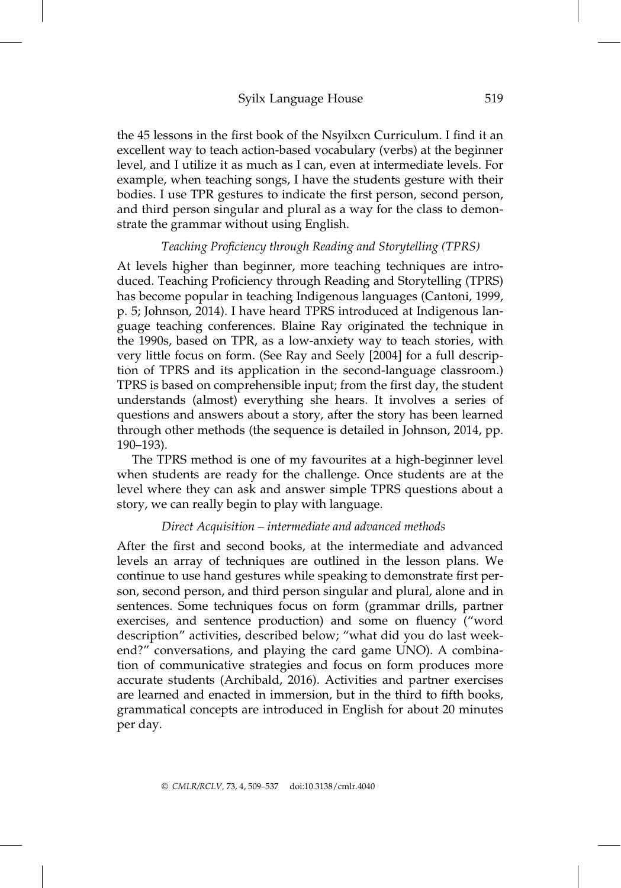the 45 lessons in the first book of the Nsyilxcn Curriculum. I find it an excellent way to teach action-based vocabulary (verbs) at the beginner level, and I utilize it as much as I can, even at intermediate levels. For example, when teaching songs, I have the students gesture with their bodies. I use TPR gestures to indicate the first person, second person, and third person singular and plural as a way for the class to demonstrate the grammar without using English.

### *Teaching Proficiency through Reading and Storytelling (TPRS)*

At levels higher than beginner, more teaching techniques are introduced. Teaching Proficiency through Reading and Storytelling (TPRS) has become popular in teaching Indigenous languages (Cantoni, 1999, p. 5; Johnson, 2014). I have heard TPRS introduced at Indigenous language teaching conferences. Blaine Ray originated the technique in the 1990s, based on TPR, as a low-anxiety way to teach stories, with very little focus on form. (See Ray and Seely [2004] for a full description of TPRS and its application in the second-language classroom.) TPRS is based on comprehensible input; from the first day, the student understands (almost) everything she hears. It involves a series of questions and answers about a story, after the story has been learned through other methods (the sequence is detailed in Johnson, 2014, pp. 190–193).

The TPRS method is one of my favourites at a high-beginner level when students are ready for the challenge. Once students are at the level where they can ask and answer simple TPRS questions about a story, we can really begin to play with language.

### *Direct Acquisition – intermediate and advanced methods*

After the first and second books, at the intermediate and advanced levels an array of techniques are outlined in the lesson plans. We continue to use hand gestures while speaking to demonstrate first person, second person, and third person singular and plural, alone and in sentences. Some techniques focus on form (grammar drills, partner exercises, and sentence production) and some on fluency ("word description" activities, described below; "what did you do last weekend?" conversations, and playing the card game UNO). A combination of communicative strategies and focus on form produces more accurate students (Archibald, 2016). Activities and partner exercises are learned and enacted in immersion, but in the third to fifth books, grammatical concepts are introduced in English for about 20 minutes per day.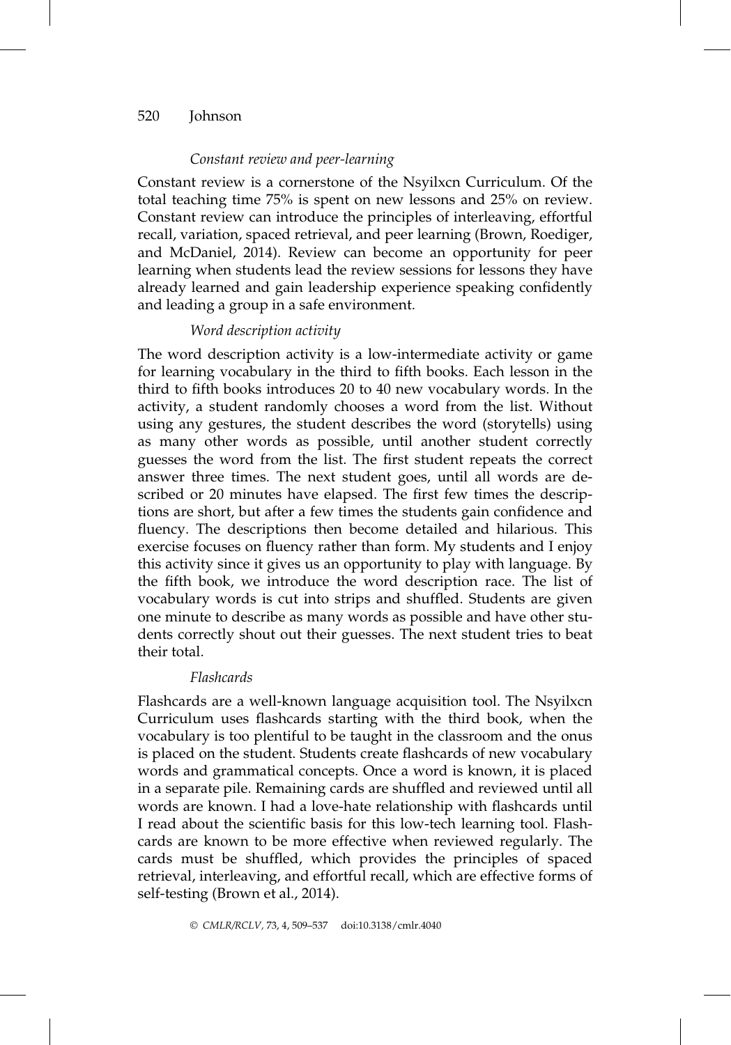*Constant review and peer-learning*

Constant review is a cornerstone of the Nsyilxcn Curriculum. Of the total teaching time 75% is spent on new lessons and 25% on review. Constant review can introduce the principles of interleaving, effortful recall, variation, spaced retrieval, and peer learning (Brown, Roediger, and McDaniel, 2014). Review can become an opportunity for peer learning when students lead the review sessions for lessons they have already learned and gain leadership experience speaking confidently and leading a group in a safe environment.

*Word description activity*

The word description activity is a low-intermediate activity or game for learning vocabulary in the third to fifth books. Each lesson in the third to fifth books introduces 20 to 40 new vocabulary words. In the activity, a student randomly chooses a word from the list. Without using any gestures, the student describes the word (storytells) using as many other words as possible, until another student correctly guesses the word from the list. The first student repeats the correct answer three times. The next student goes, until all words are described or 20 minutes have elapsed. The first few times the descriptions are short, but after a few times the students gain confidence and fluency. The descriptions then become detailed and hilarious. This exercise focuses on fluency rather than form. My students and I enjoy this activity since it gives us an opportunity to play with language. By the fifth book, we introduce the word description race. The list of vocabulary words is cut into strips and shuffled. Students are given one minute to describe as many words as possible and have other students correctly shout out their guesses. The next student tries to beat their total.

*Flashcards*

Flashcards are a well-known language acquisition tool. The Nsyilxcn Curriculum uses flashcards starting with the third book, when the vocabulary is too plentiful to be taught in the classroom and the onus is placed on the student. Students create flashcards of new vocabulary words and grammatical concepts. Once a word is known, it is placed in a separate pile. Remaining cards are shuffled and reviewed until all words are known. I had a love-hate relationship with flashcards until I read about the scientific basis for this low-tech learning tool. Flashcards are known to be more effective when reviewed regularly. The cards must be shuffled, which provides the principles of spaced retrieval, interleaving, and effortful recall, which are effective forms of self-testing (Brown et al., 2014).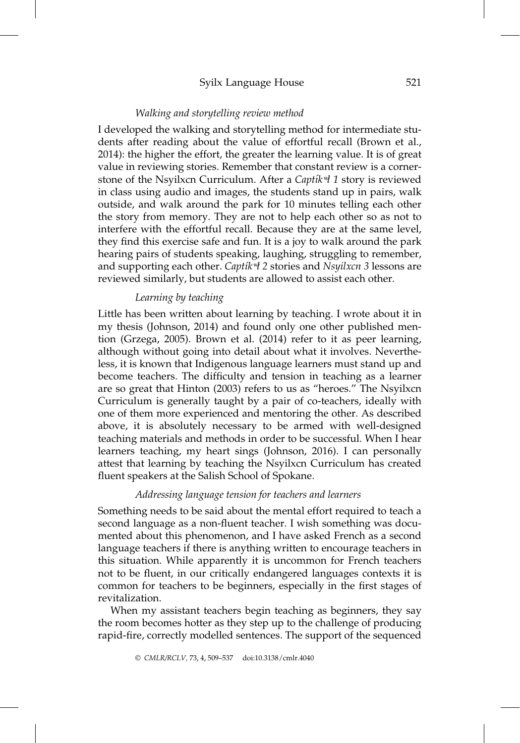### *Walking and storytelling review method*

I developed the walking and storytelling method for intermediate students after reading about the value of effortful recall (Brown et al., 2014): the higher the effort, the greater the learning value. It is of great value in reviewing stories. Remember that constant review is a cornerstone of the Nsyilxcn Curriculum. After a *Captíkʷł 1* story is reviewed in class using audio and images, the students stand up in pairs, walk outside, and walk around the park for 10 minutes telling each other the story from memory. They are not to help each other so as not to interfere with the effortful recall. Because they are at the same level, they find this exercise safe and fun. It is a joy to walk around the park hearing pairs of students speaking, laughing, struggling to remember, and supporting each other. *Captíkʷł 2* stories and *Nsyilxcn 3* lessons are reviewed similarly, but students are allowed to assist each other.

### *Learning by teaching*

Little has been written about learning by teaching. I wrote about it in my thesis (Johnson, 2014) and found only one other published mention (Grzega, 2005). Brown et al. (2014) refer to it as peer learning, although without going into detail about what it involves. Nevertheless, it is known that Indigenous language learners must stand up and become teachers. The difficulty and tension in teaching as a learner are so great that Hinton (2003) refers to us as "heroes." The Nsyilxcn Curriculum is generally taught by a pair of co-teachers, ideally with one of them more experienced and mentoring the other. As described above, it is absolutely necessary to be armed with well-designed teaching materials and methods in order to be successful. When I hear learners teaching, my heart sings (Johnson, 2016). I can personally attest that learning by teaching the Nsyilxcn Curriculum has created fluent speakers at the Salish School of Spokane.

### *Addressing language tension for teachers and learners*

Something needs to be said about the mental effort required to teach a second language as a non-fluent teacher. I wish something was documented about this phenomenon, and I have asked French as a second language teachers if there is anything written to encourage teachers in this situation. While apparently it is uncommon for French teachers not to be fluent, in our critically endangered languages contexts it is common for teachers to be beginners, especially in the first stages of revitalization.

When my assistant teachers begin teaching as beginners, they say the room becomes hotter as they step up to the challenge of producing rapid-fire, correctly modelled sentences. The support of the sequenced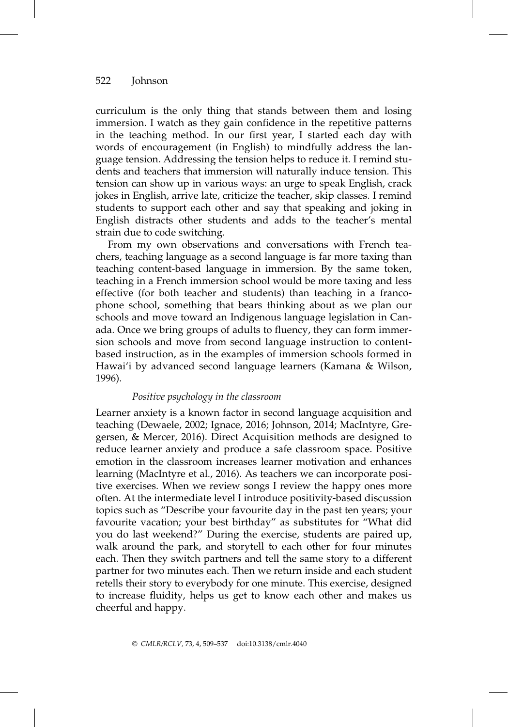curriculum is the only thing that stands between them and losing immersion. I watch as they gain confidence in the repetitive patterns in the teaching method. In our first year, I started each day with words of encouragement (in English) to mindfully address the language tension. Addressing the tension helps to reduce it. I remind students and teachers that immersion will naturally induce tension. This tension can show up in various ways: an urge to speak English, crack jokes in English, arrive late, criticize the teacher, skip classes. I remind students to support each other and say that speaking and joking in English distracts other students and adds to the teacher's mental strain due to code switching.

From my own observations and conversations with French teachers, teaching language as a second language is far more taxing than teaching content-based language in immersion. By the same token, teaching in a French immersion school would be more taxing and less effective (for both teacher and students) than teaching in a francophone school, something that bears thinking about as we plan our schools and move toward an Indigenous language legislation in Canada. Once we bring groups of adults to fluency, they can form immersion schools and move from second language instruction to content-based instruction, as in the examples of immersion schools formed in Hawai'i by advanced second language learners (Kamana & Wilson, 1996).

*Positive psychology in the classroom*

Learner anxiety is a known factor in second language acquisition and teaching (Dewaele, 2002; Ignace, 2016; Johnson, 2014; MacIntyre, Gregersen, & Mercer, 2016). Direct Acquisition methods are designed to reduce learner anxiety and produce a safe classroom space. Positive emotion in the classroom increases learner motivation and enhances learning (MacIntyre et al., 2016). As teachers we can incorporate positive exercises. When we review songs I review the happy ones more often. At the intermediate level I introduce positivity-based discussion topics such as "Describe your favourite day in the past ten years; your favourite vacation; your best birthday" as substitutes for "What did you do last weekend?" During the exercise, students are paired up, walk around the park, and storytell to each other for four minutes each. Then they switch partners and tell the same story to a different partner for two minutes each. Then we return inside and each student retells their story to everybody for one minute. This exercise, designed to increase fluidity, helps us get to know each other and makes us cheerful and happy.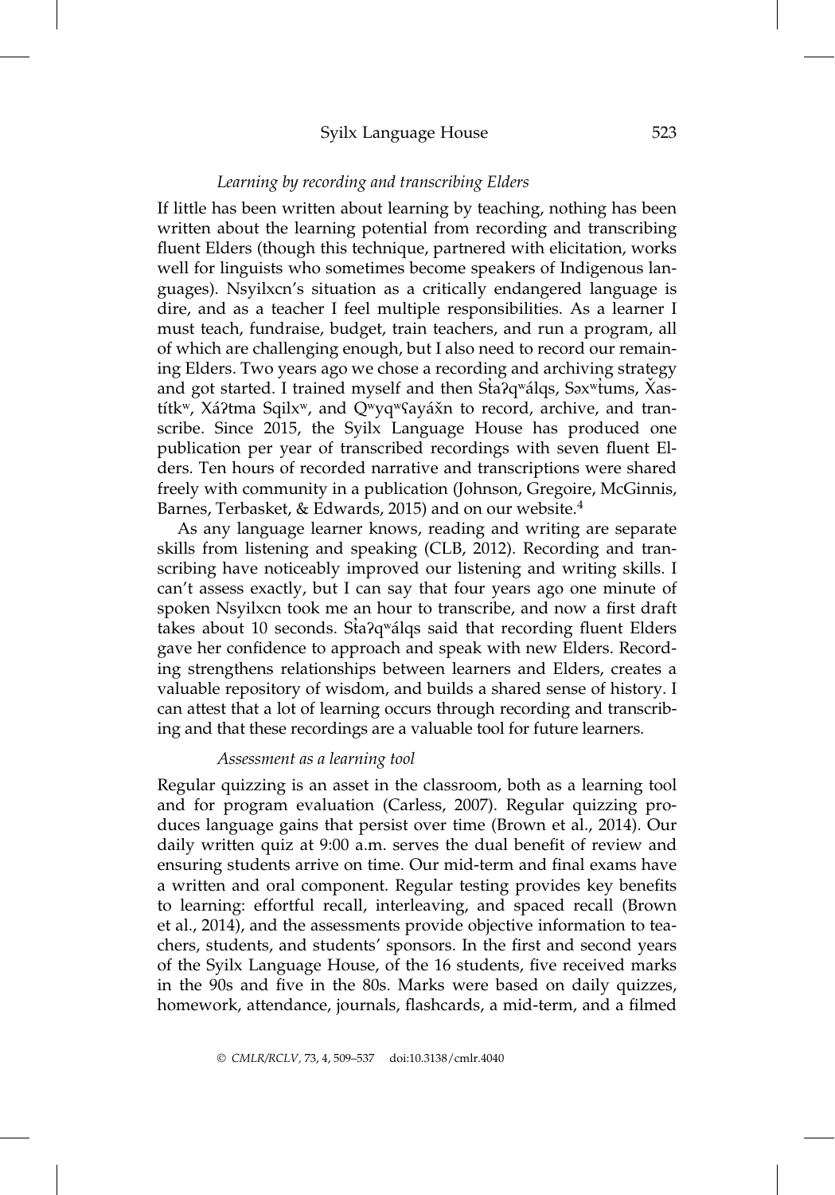*Learning by recording and transcribing Elders*

If little has been written about learning by teaching, nothing has been written about the learning potential from recording and transcribing fluent Elders (though this technique, partnered with elicitation, works well for linguists who sometimes become speakers of Indigenous languages). Nsyilxcn's situation as a critically endangered language is dire, and as a teacher I feel multiple responsibilities. As a learner I must teach, fundraise, budget, train teachers, and run a program, all of which are challenging enough, but I also need to record our remaining Elders. Two years ago we chose a recording and archiving strategy and got started. I trained myself and then Sƛ̓aʔqʷálqs, Səxʷƛ̓tums, X̌astítkʷ, Xáʔtma Sqilxʷ, and Qʷyqʷʕayáx̌n to record, archive, and transcribe. Since 2015, the Syilx Language House has produced one publication per year of transcribed recordings with seven fluent Elders. Ten hours of recorded narrative and transcriptions were shared freely with community in a publication (Johnson, Gregoire, McGinnis, Barnes, Terbasket, & Edwards, 2015) and on our website.[4]

As any language learner knows, reading and writing are separate skills from listening and speaking (CLB, 2012). Recording and transcribing have noticeably improved our listening and writing skills. I can't assess exactly, but I can say that four years ago one minute of spoken Nsyilxcn took me an hour to transcribe, and now a first draft takes about 10 seconds. Sƛ̓aʔqʷálqs said that recording fluent Elders gave her confidence to approach and speak with new Elders. Recording strengthens relationships between learners and Elders, creates a valuable repository of wisdom, and builds a shared sense of history. I can attest that a lot of learning occurs through recording and transcribing and that these recordings are a valuable tool for future learners.

*Assessment as a learning tool*

Regular quizzing is an asset in the classroom, both as a learning tool and for program evaluation (Carless, 2007). Regular quizzing produces language gains that persist over time (Brown et al., 2014). Our daily written quiz at 9:00 a.m. serves the dual benefit of review and ensuring students arrive on time. Our mid-term and final exams have a written and oral component. Regular testing provides key benefits to learning: effortful recall, interleaving, and spaced recall (Brown et al., 2014), and the assessments provide objective information to teachers, students, and students' sponsors. In the first and second years of the Syilx Language House, of the 16 students, five received marks in the 90s and five in the 80s. Marks were based on daily quizzes, homework, attendance, journals, flashcards, a mid-term, and a filmed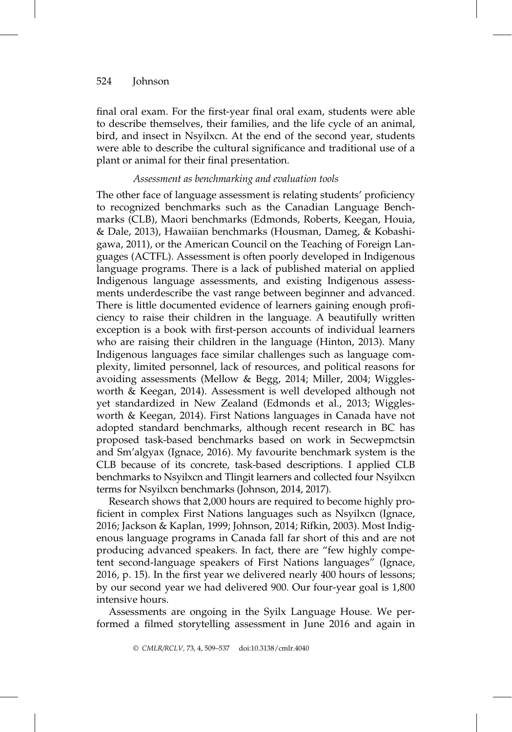final oral exam. For the first-year final oral exam, students were able to describe themselves, their families, and the life cycle of an animal, bird, and insect in Nsyilxcn. At the end of the second year, students were able to describe the cultural significance and traditional use of a plant or animal for their final presentation.

#### *Assessment as benchmarking and evaluation tools*

The other face of language assessment is relating students' proficiency to recognized benchmarks such as the Canadian Language Benchmarks (CLB), Maori benchmarks (Edmonds, Roberts, Keegan, Houia, & Dale, 2013), Hawaiian benchmarks (Housman, Dameg, & Kobashigawa, 2011), or the American Council on the Teaching of Foreign Languages (ACTFL). Assessment is often poorly developed in Indigenous language programs. There is a lack of published material on applied Indigenous language assessments, and existing Indigenous assessments underdescribe the vast range between beginner and advanced. There is little documented evidence of learners gaining enough proficiency to raise their children in the language. A beautifully written exception is a book with first-person accounts of individual learners who are raising their children in the language (Hinton, 2013). Many Indigenous languages face similar challenges such as language complexity, limited personnel, lack of resources, and political reasons for avoiding assessments (Mellow & Begg, 2014; Miller, 2004; Wigglesworth & Keegan, 2014). Assessment is well developed although not yet standardized in New Zealand (Edmonds et al., 2013; Wigglesworth & Keegan, 2014). First Nations languages in Canada have not adopted standard benchmarks, although recent research in BC has proposed task-based benchmarks based on work in Secwepmctsin and Sm'algyax (Ignace, 2016). My favourite benchmark system is the CLB because of its concrete, task-based descriptions. I applied CLB benchmarks to Nsyilxcn and Tlingit learners and collected four Nsyilxcn terms for Nsyilxcn benchmarks (Johnson, 2014, 2017).

Research shows that 2,000 hours are required to become highly proficient in complex First Nations languages such as Nsyilxcn (Ignace, 2016; Jackson & Kaplan, 1999; Johnson, 2014; Rifkin, 2003). Most Indigenous language programs in Canada fall far short of this and are not producing advanced speakers. In fact, there are "few highly competent second-language speakers of First Nations languages" (Ignace, 2016, p. 15). In the first year we delivered nearly 400 hours of lessons; by our second year we had delivered 900. Our four-year goal is 1,800 intensive hours.

Assessments are ongoing in the Syilx Language House. We performed a filmed storytelling assessment in June 2016 and again in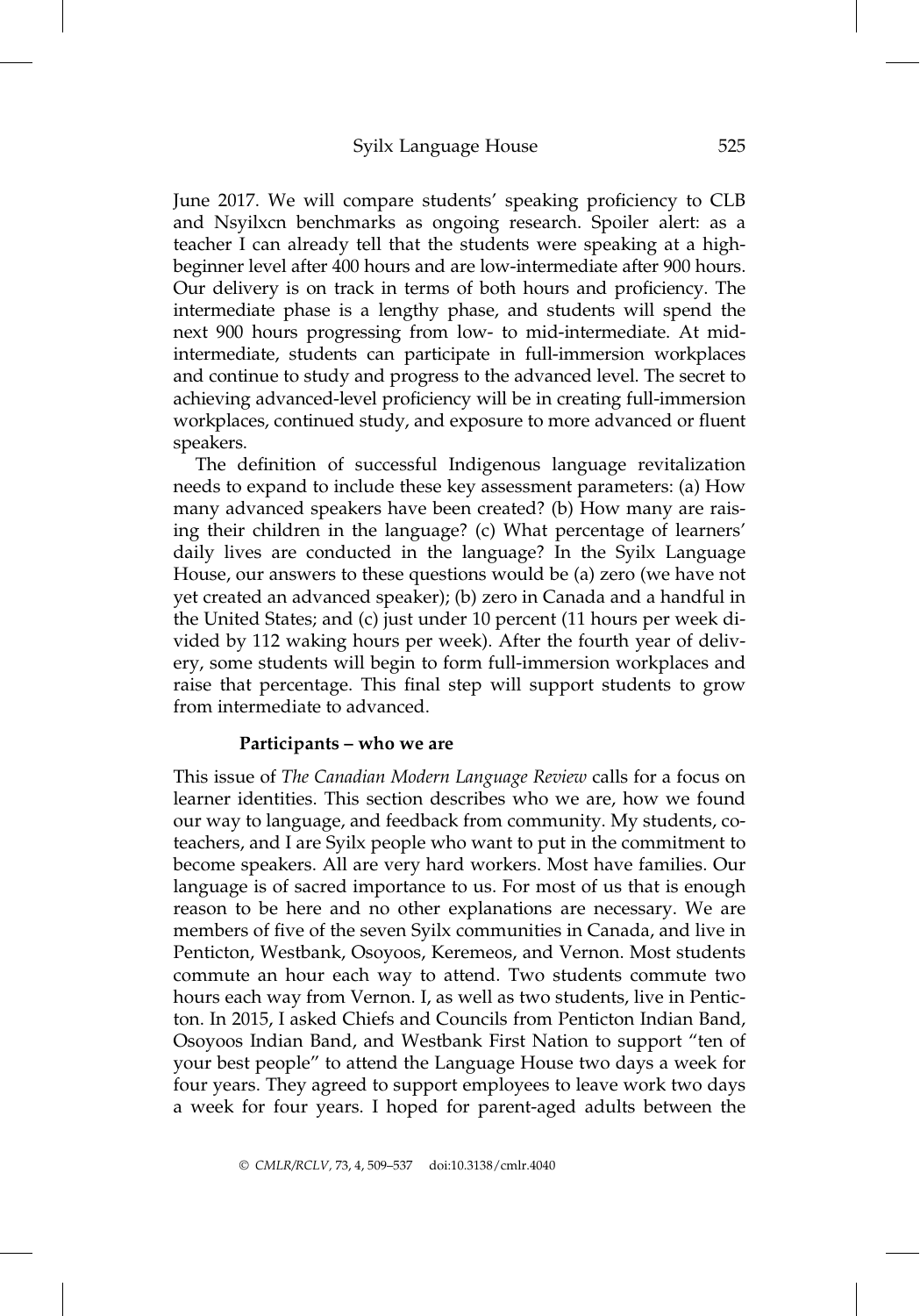June 2017. We will compare students' speaking proficiency to CLB and Nsyilxcn benchmarks as ongoing research. Spoiler alert: as a teacher I can already tell that the students were speaking at a high-beginner level after 400 hours and are low-intermediate after 900 hours. Our delivery is on track in terms of both hours and proficiency. The intermediate phase is a lengthy phase, and students will spend the next 900 hours progressing from low- to mid-intermediate. At mid-intermediate, students can participate in full-immersion workplaces and continue to study and progress to the advanced level. The secret to achieving advanced-level proficiency will be in creating full-immersion workplaces, continued study, and exposure to more advanced or fluent speakers.

The definition of successful Indigenous language revitalization needs to expand to include these key assessment parameters: (a) How many advanced speakers have been created? (b) How many are raising their children in the language? (c) What percentage of learners' daily lives are conducted in the language? In the Syilx Language House, our answers to these questions would be (a) zero (we have not yet created an advanced speaker); (b) zero in Canada and a handful in the United States; and (c) just under 10 percent (11 hours per week divided by 112 waking hours per week). After the fourth year of delivery, some students will begin to form full-immersion workplaces and raise that percentage. This final step will support students to grow from intermediate to advanced.

### Participants – who we are

This issue of *The Canadian Modern Language Review* calls for a focus on learner identities. This section describes who we are, how we found our way to language, and feedback from community. My students, co-teachers, and I are Syilx people who want to put in the commitment to become speakers. All are very hard workers. Most have families. Our language is of sacred importance to us. For most of us that is enough reason to be here and no other explanations are necessary. We are members of five of the seven Syilx communities in Canada, and live in Penticton, Westbank, Osoyoos, Keremeos, and Vernon. Most students commute an hour each way to attend. Two students commute two hours each way from Vernon. I, as well as two students, live in Penticton. In 2015, I asked Chiefs and Councils from Penticton Indian Band, Osoyoos Indian Band, and Westbank First Nation to support "ten of your best people" to attend the Language House two days a week for four years. They agreed to support employees to leave work two days a week for four years. I hoped for parent-aged adults between the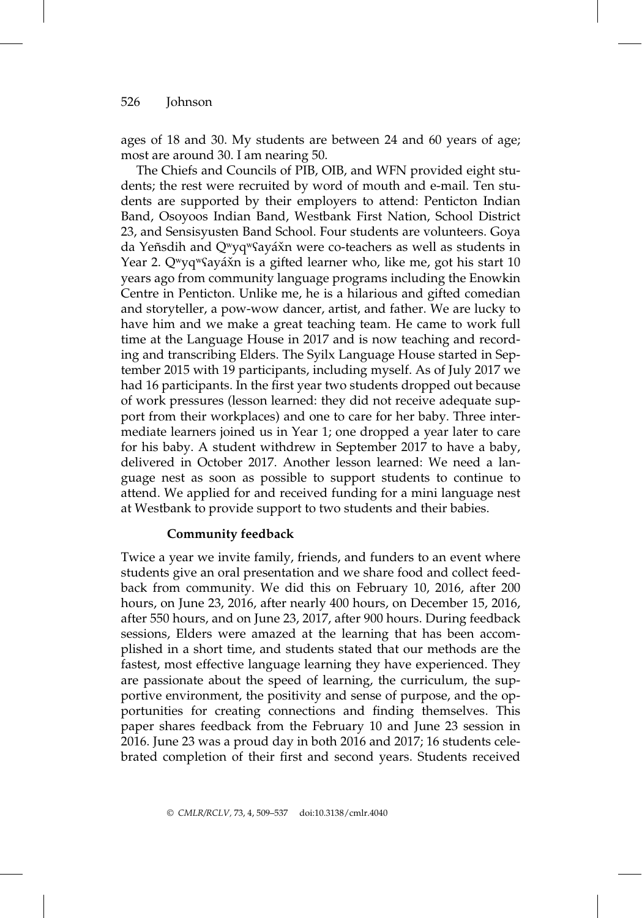ages of 18 and 30. My students are between 24 and 60 years of age; most are around 30. I am nearing 50.

The Chiefs and Councils of PIB, OIB, and WFN provided eight students; the rest were recruited by word of mouth and e-mail. Ten students are supported by their employers to attend: Penticton Indian Band, Osoyoos Indian Band, Westbank First Nation, School District 23, and Sensisyusten Band School. Four students are volunteers. Goya da Yeñsdih and Qʷyqʷʕayáx̌n were co-teachers as well as students in Year 2. Qʷyqʷʕayáx̌n is a gifted learner who, like me, got his start 10 years ago from community language programs including the Enowkin Centre in Penticton. Unlike me, he is a hilarious and gifted comedian and storyteller, a pow-wow dancer, artist, and father. We are lucky to have him and we make a great teaching team. He came to work full time at the Language House in 2017 and is now teaching and recording and transcribing Elders. The Syilx Language House started in September 2015 with 19 participants, including myself. As of July 2017 we had 16 participants. In the first year two students dropped out because of work pressures (lesson learned: they did not receive adequate support from their workplaces) and one to care for her baby. Three intermediate learners joined us in Year 1; one dropped a year later to care for his baby. A student withdrew in September 2017 to have a baby, delivered in October 2017. Another lesson learned: We need a language nest as soon as possible to support students to continue to attend. We applied for and received funding for a mini language nest at Westbank to provide support to two students and their babies.

### Community feedback

Twice a year we invite family, friends, and funders to an event where students give an oral presentation and we share food and collect feedback from community. We did this on February 10, 2016, after 200 hours, on June 23, 2016, after nearly 400 hours, on December 15, 2016, after 550 hours, and on June 23, 2017, after 900 hours. During feedback sessions, Elders were amazed at the learning that has been accomplished in a short time, and students stated that our methods are the fastest, most effective language learning they have experienced. They are passionate about the speed of learning, the curriculum, the supportive environment, the positivity and sense of purpose, and the opportunities for creating connections and finding themselves. This paper shares feedback from the February 10 and June 23 session in 2016. June 23 was a proud day in both 2016 and 2017; 16 students celebrated completion of their first and second years. Students received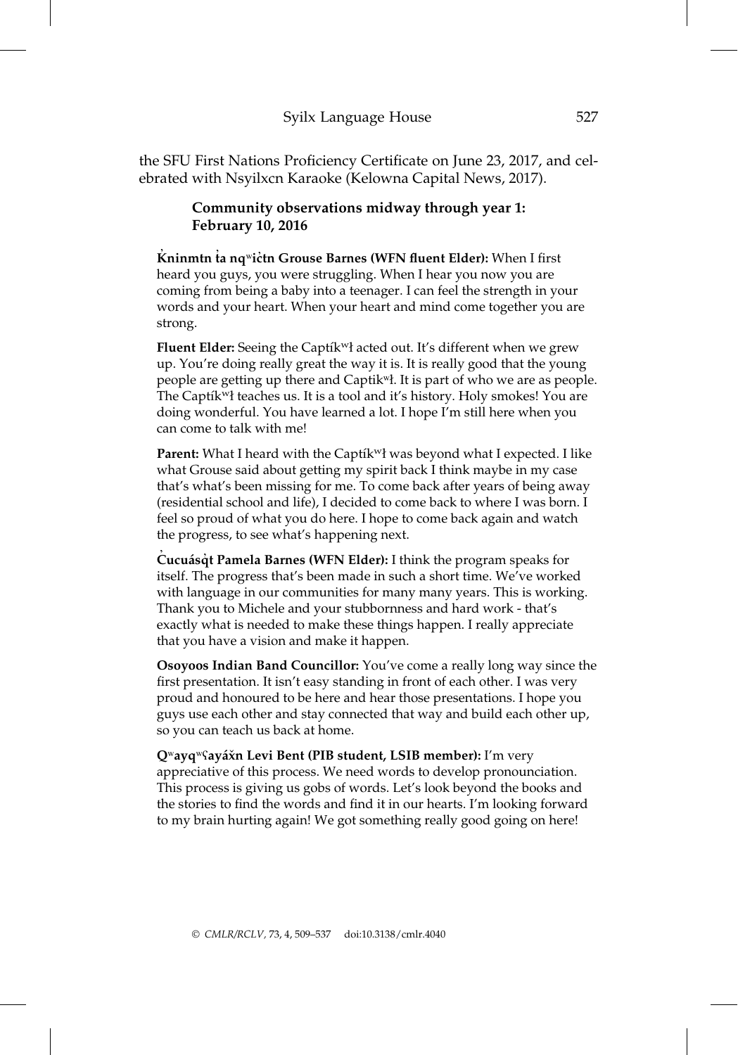the SFU First Nations Proficiency Certificate on June 23, 2017, and celebrated with Nsyilxcn Karaoke (Kelowna Capital News, 2017).

### Community observations midway through year 1: February 10, 2016

**K̓ninmtn ɬ̓a nqʷic̓tn Grouse Barnes (WFN fluent Elder):** When I first heard you guys, you were struggling. When I hear you now you are coming from being a baby into a teenager. I can feel the strength in your words and your heart. When your heart and mind come together you are strong.

**Fluent Elder:** Seeing the Captíkʷɬ acted out. It's different when we grew up. You're doing really great the way it is. It is really good that the young people are getting up there and Captikʷɬ. It is part of who we are as people. The Captíkʷɬ teaches us. It is a tool and it's history. Holy smokes! You are doing wonderful. You have learned a lot. I hope I'm still here when you can come to talk with me!

**Parent:** What I heard with the Captíkʷɬ was beyond what I expected. I like what Grouse said about getting my spirit back I think maybe in my case that's what's been missing for me. To come back after years of being away (residential school and life), I decided to come back to where I was born. I feel so proud of what you do here. I hope to come back again and watch the progress, to see what's happening next.

**C̓ucuásq̓t Pamela Barnes (WFN Elder):** I think the program speaks for itself. The progress that's been made in such a short time. We've worked with language in our communities for many many years. This is working. Thank you to Michele and your stubbornness and hard work - that's exactly what is needed to make these things happen. I really appreciate that you have a vision and make it happen.

**Osoyoos Indian Band Councillor:** You've come a really long way since the first presentation. It isn't easy standing in front of each other. I was very proud and honoured to be here and hear those presentations. I hope you guys use each other and stay connected that way and build each other up, so you can teach us back at home.

**Qʷayqʷʕayáx̌n Levi Bent (PIB student, LSIB member):** I'm very appreciative of this process. We need words to develop pronounciation. This process is giving us gobs of words. Let's look beyond the books and the stories to find the words and find it in our hearts. I'm looking forward to my brain hurting again! We got something really good going on here!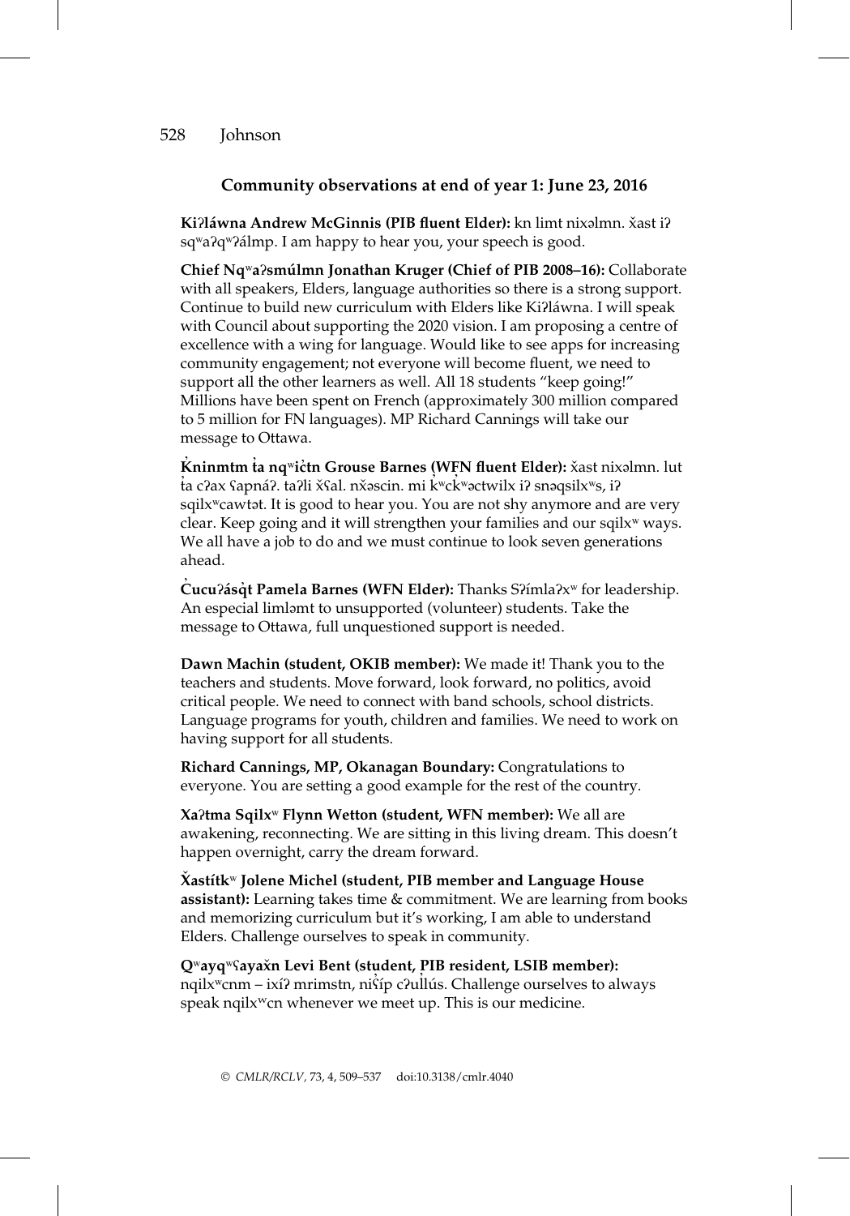### Community observations at end of year 1: June 23, 2016

**Kiʔláwna Andrew McGinnis (PIB fluent Elder):** kn limt nixəlmn. x̌ast iʔ sqʷaʔqʷʔálmp. I am happy to hear you, your speech is good.

**Chief Nqʷaʔsmúlmn Jonathan Kruger (Chief of PIB 2008–16):** Collaborate with all speakers, Elders, language authorities so there is a strong support. Continue to build new curriculum with Elders like Kiʔláwna. I will speak with Council about supporting the 2020 vision. I am proposing a centre of excellence with a wing for language. Would like to see apps for increasing community engagement; not everyone will become fluent, we need to support all the other learners as well. All 18 students "keep going!" Millions have been spent on French (approximately 300 million compared to 5 million for FN languages). MP Richard Cannings will take our message to Ottawa.

**K̓ninmtm ƛ̓a nqʷic̓tn Grouse Barnes (WFN fluent Elder):** x̌ast nixəlmn. lut ƛ̓a cʔax ʕapnáʔ. taʔli x̌ʕal. nx̌əscin. mi k̓ʷck̓ʷəctwilx iʔ snəqsilxʷs, iʔ sqilxʷcawtət. It is good to hear you. You are not shy anymore and are very clear. Keep going and it will strengthen your families and our sqilxʷ ways. We all have a job to do and we must continue to look seven generations ahead.

**C̓ucuʔásq̓t Pamela Barnes (WFN Elder):** Thanks Sʔímlaʔxʷ for leadership. An especial limləmt to unsupported (volunteer) students. Take the message to Ottawa, full unquestioned support is needed.

**Dawn Machin (student, OKIB member):** We made it! Thank you to the teachers and students. Move forward, look forward, no politics, avoid critical people. We need to connect with band schools, school districts. Language programs for youth, children and families. We need to work on having support for all students.

**Richard Cannings, MP, Okanagan Boundary:** Congratulations to everyone. You are setting a good example for the rest of the country.

**Xaʔtma Sqilxʷ Flynn Wetton (student, WFN member):** We all are awakening, reconnecting. We are sitting in this living dream. This doesn't happen overnight, carry the dream forward.

**X̌astítkʷ Jolene Michel (student, PIB member and Language House assistant):** Learning takes time & commitment. We are learning from books and memorizing curriculum but it's working, I am able to understand Elders. Challenge ourselves to speak in community.

**Qʷayqʷʕayax̌n Levi Bent (student, PIB resident, LSIB member):** nqilxʷcnm – ixíʔ mrimstn, niʕ̓íp cʔul̓lús. Challenge ourselves to always speak nqilxʷcn whenever we meet up. This is our medicine.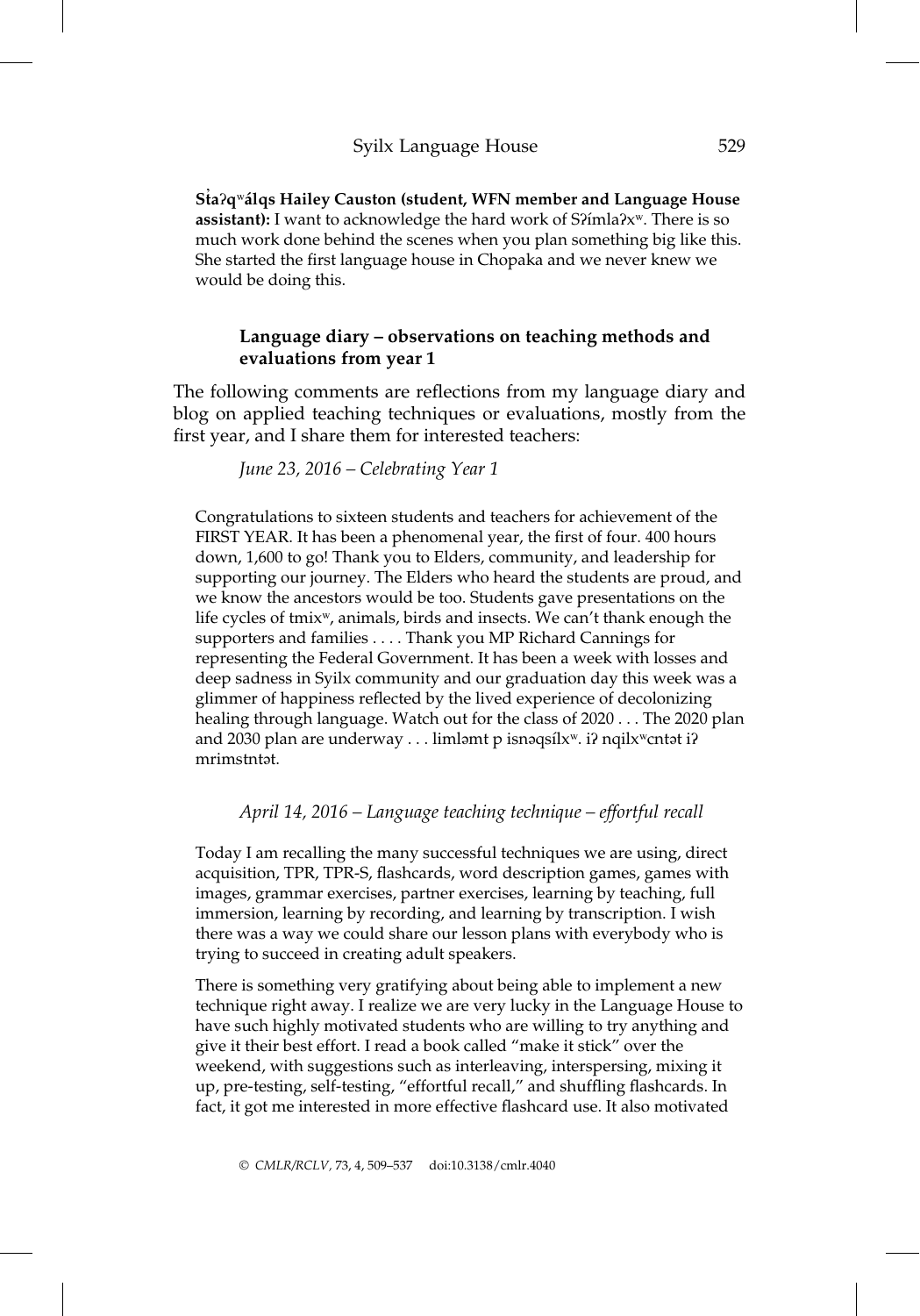**Sƚaʔqʷálqs Hailey Causton (student, WFN member and Language House assistant):** I want to acknowledge the hard work of Sʔímlaʔxʷ. There is so much work done behind the scenes when you plan something big like this. She started the first language house in Chopaka and we never knew we would be doing this.

### Language diary – observations on teaching methods and evaluations from year 1

The following comments are reflections from my language diary and blog on applied teaching techniques or evaluations, mostly from the first year, and I share them for interested teachers:

*June 23, 2016 – Celebrating Year 1*

Congratulations to sixteen students and teachers for achievement of the FIRST YEAR. It has been a phenomenal year, the first of four. 400 hours down, 1,600 to go! Thank you to Elders, community, and leadership for supporting our journey. The Elders who heard the students are proud, and we know the ancestors would be too. Students gave presentations on the life cycles of tmixʷ, animals, birds and insects. We can't thank enough the supporters and families . . . . Thank you MP Richard Cannings for representing the Federal Government. It has been a week with losses and deep sadness in Syilx community and our graduation day this week was a glimmer of happiness reflected by the lived experience of decolonizing healing through language. Watch out for the class of 2020 . . . The 2020 plan and 2030 plan are underway . . . limləmt p isnəqsílxʷ. iʔ nqilxʷcntət iʔ mrimstntət.

*April 14, 2016 – Language teaching technique – effortful recall*

Today I am recalling the many successful techniques we are using, direct acquisition, TPR, TPR-S, flashcards, word description games, games with images, grammar exercises, partner exercises, learning by teaching, full immersion, learning by recording, and learning by transcription. I wish there was a way we could share our lesson plans with everybody who is trying to succeed in creating adult speakers.

There is something very gratifying about being able to implement a new technique right away. I realize we are very lucky in the Language House to have such highly motivated students who are willing to try anything and give it their best effort. I read a book called "make it stick" over the weekend, with suggestions such as interleaving, interspersing, mixing it up, pre-testing, self-testing, "effortful recall," and shuffling flashcards. In fact, it got me interested in more effective flashcard use. It also motivated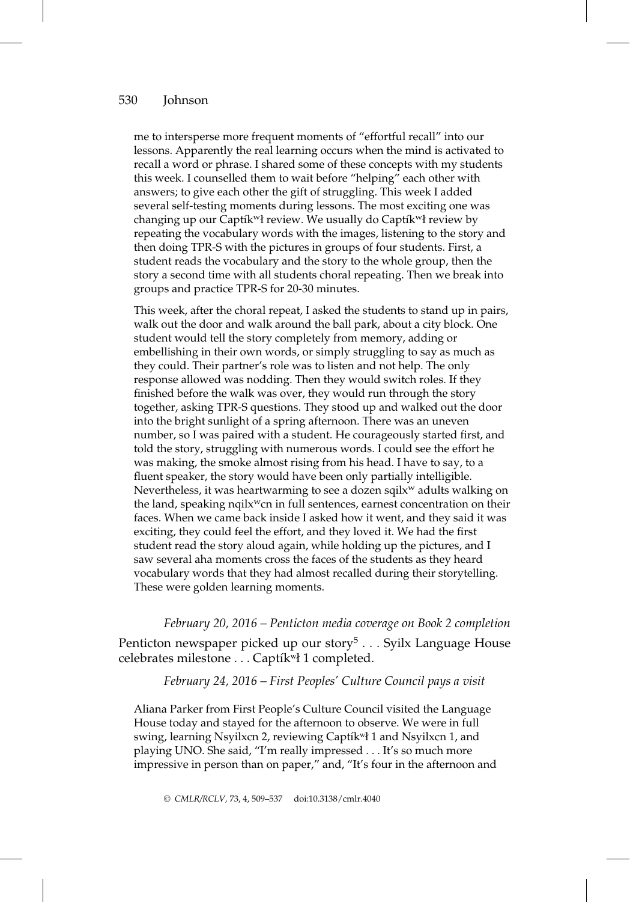me to intersperse more frequent moments of "effortful recall" into our lessons. Apparently the real learning occurs when the mind is activated to recall a word or phrase. I shared some of these concepts with my students this week. I counselled them to wait before "helping" each other with answers; to give each other the gift of struggling. This week I added several self-testing moments during lessons. The most exciting one was changing up our Captíkʷł review. We usually do Captíkʷł review by repeating the vocabulary words with the images, listening to the story and then doing TPR-S with the pictures in groups of four students. First, a student reads the vocabulary and the story to the whole group, then the story a second time with all students choral repeating. Then we break into groups and practice TPR-S for 20-30 minutes.

This week, after the choral repeat, I asked the students to stand up in pairs, walk out the door and walk around the ball park, about a city block. One student would tell the story completely from memory, adding or embellishing in their own words, or simply struggling to say as much as they could. Their partner's role was to listen and not help. The only response allowed was nodding. Then they would switch roles. If they finished before the walk was over, they would run through the story together, asking TPR-S questions. They stood up and walked out the door into the bright sunlight of a spring afternoon. There was an uneven number, so I was paired with a student. He courageously started first, and told the story, struggling with numerous words. I could see the effort he was making, the smoke almost rising from his head. I have to say, to a fluent speaker, the story would have been only partially intelligible. Nevertheless, it was heartwarming to see a dozen sqilxʷ adults walking on the land, speaking nqilxʷcn in full sentences, earnest concentration on their faces. When we came back inside I asked how it went, and they said it was exciting, they could feel the effort, and they loved it. We had the first student read the story aloud again, while holding up the pictures, and I saw several aha moments cross the faces of the students as they heard vocabulary words that they had almost recalled during their storytelling. These were golden learning moments.

*February 20, 2016 – Penticton media coverage on Book 2 completion*

Penticton newspaper picked up our story[5] . . . Syilx Language House celebrates milestone . . . Captíkʷł 1 completed.

*February 24, 2016 – First Peoples' Culture Council pays a visit*

Aliana Parker from First People's Culture Council visited the Language House today and stayed for the afternoon to observe. We were in full swing, learning Nsyilxcn 2, reviewing Captíkʷł 1 and Nsyilxcn 1, and playing UNO. She said, "I'm really impressed . . . It's so much more impressive in person than on paper," and, "It's four in the afternoon and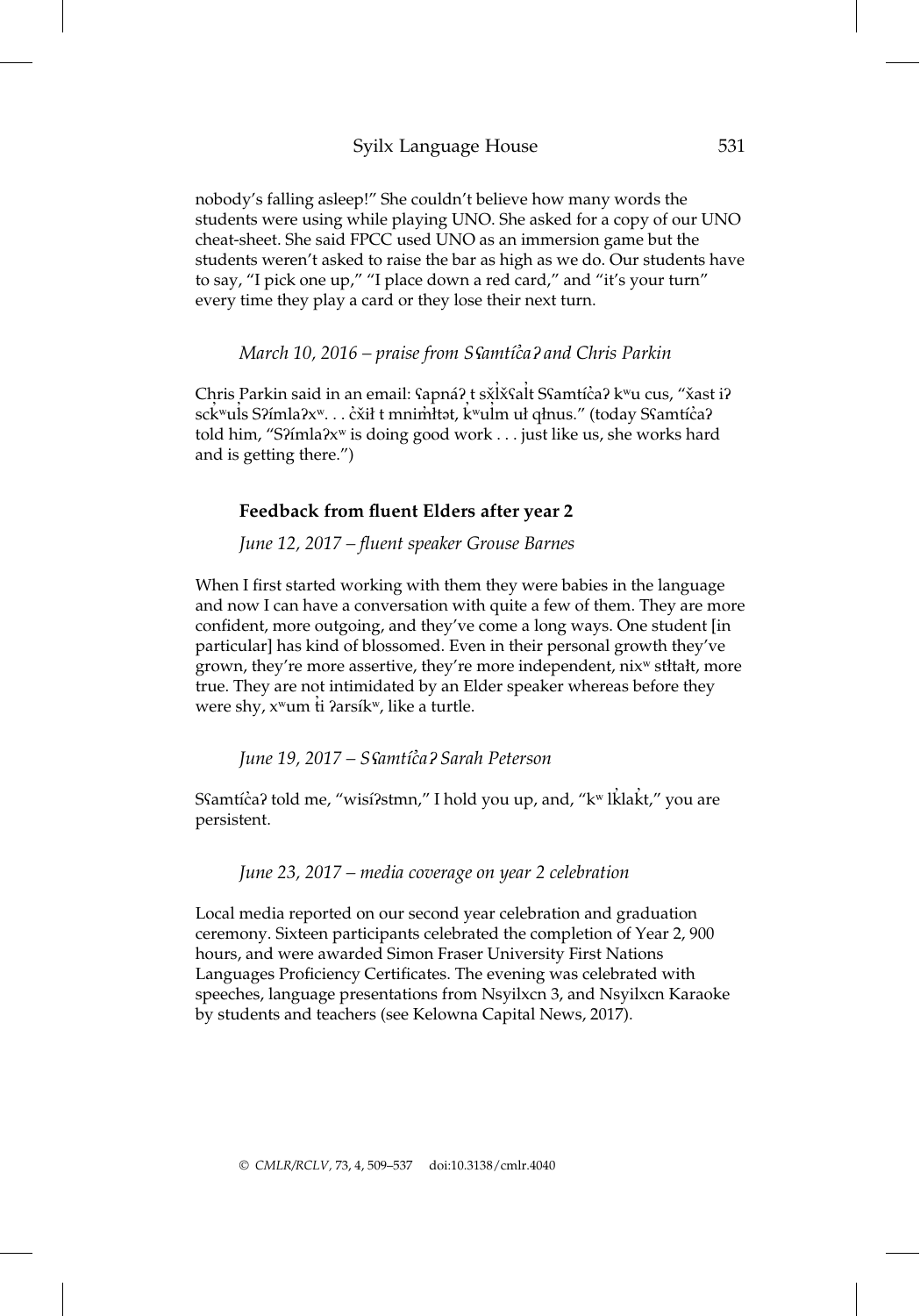nobody's falling asleep!" She couldn't believe how many words the students were using while playing UNO. She asked for a copy of our UNO cheat-sheet. She said FPCC used UNO as an immersion game but the students weren't asked to raise the bar as high as we do. Our students have to say, "I pick one up," "I place down a red card," and "it's your turn" every time they play a card or they lose their next turn.

*March 10, 2016 – praise from Sʕamtíc̓aʔ and Chris Parkin*

Cẹhris P̣arkin said in an email: ʕapnáʔ ṭ sx̌l̓x̌ʕal̓t Sʕamtíc̓aʔ kʷu cus, "x̌ast iʔ sckʷul̓s Sʔímlaʔxʷ. . . c̓x̌iɬ t mnim̓ɬtət, kʷul̓m uɬ qɬnus." (today Sʕamtíc̓aʔ told him, "Sʔímlaʔxʷ is doing good work . . . just like us, she works hard and is getting there.")

### Feedback from fluent Elders after year 2

*June 12, 2017 – fluent speaker Grouse Barnes*

When I first started working with them they were babies in the language and now I can have a conversation with quite a few of them. They are more confident, more outgoing, and they've come a long ways. One student [in particular] has kind of blossomed. Even in their personal growth they've grown, they're more assertive, they're more independent, nixʷ stɬtaɬt, more true. They are not intimidated by an Elder speaker whereas before they were shy, xʷum t̓i ʔarsíkʷ, like a turtle.

*June 19, 2017 – Sʕamtíc̓aʔ Sarah Peterson*

Sʕamtíc̓aʔ told me, "wisíʔstmn," I hold you up, and, "kʷ lk̓lak̓t," you are persistent.

*June 23, 2017 – media coverage on year 2 celebration*

Local media reported on our second year celebration and graduation ceremony. Sixteen participants celebrated the completion of Year 2, 900 hours, and were awarded Simon Fraser University First Nations Languages Proficiency Certificates. The evening was celebrated with speeches, language presentations from Nsyilxcn 3, and Nsyilxcn Karaoke by students and teachers (see Kelowna Capital News, 2017).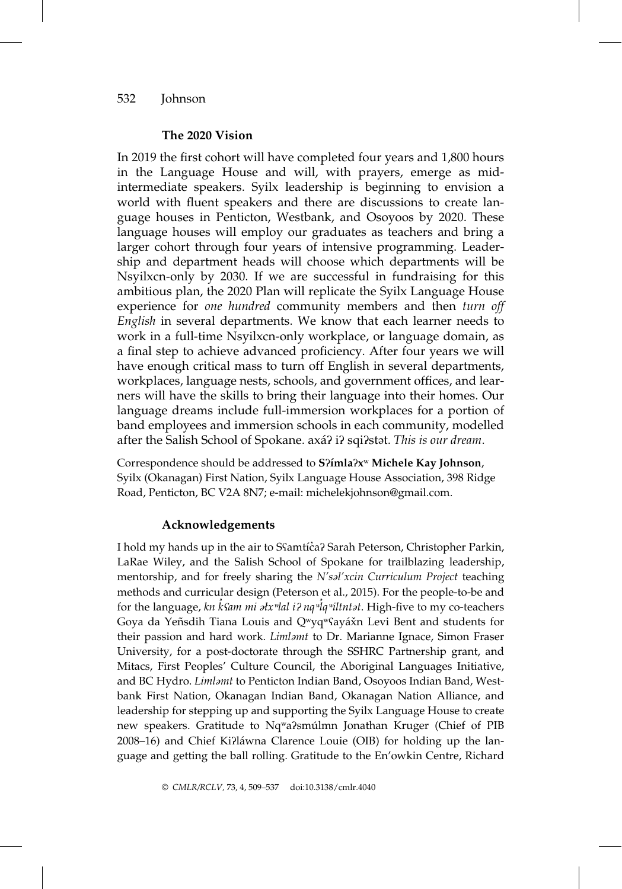### The 2020 Vision

In 2019 the first cohort will have completed four years and 1,800 hours in the Language House and will, with prayers, emerge as mid-intermediate speakers. Syilx leadership is beginning to envision a world with fluent speakers and there are discussions to create language houses in Penticton, Westbank, and Osoyoos by 2020. These language houses will employ our graduates as teachers and bring a larger cohort through four years of intensive programming. Leadership and department heads will choose which departments will be Nsyilxcn-only by 2030. If we are successful in fundraising for this ambitious plan, the 2020 Plan will replicate the Syilx Language House experience for *one hundred* community members and then *turn off English* in several departments. We know that each learner needs to work in a full-time Nsyilxcn-only workplace, or language domain, as a final step to achieve advanced proficiency. After four years we will have enough critical mass to turn off English in several departments, workplaces, language nests, schools, and government offices, and learners will have the skills to bring their language into their homes. Our language dreams include full-immersion workplaces for a portion of band employees and immersion schools in each community, modelled after the Salish School of Spokane. axáʔ iʔ sqiʔstət. *This is our dream*.

Correspondence should be addressed to **Sʔímlaʔxʷ Michele Kay Johnson**, Syilx (Okanagan) First Nation, Syilx Language House Association, 398 Ridge Road, Penticton, BC V2A 8N7; e-mail: michelekjohnson@gmail.com.

### Acknowledgements

I hold my hands up in the air to Sʕamtíc̓aʔ Sarah Peterson, Christopher Parkin, LaRae Wiley, and the Salish School of Spokane for trailblazing leadership, mentorship, and for freely sharing the *N'səl'xcin Curriculum Project* teaching methods and curricular design (Peterson et al., 2015). For the people-to-be and for the language, *kn k̓ʕam mi əɬxʷlal iʔ nqʷl̓qʷiltntət*. High-five to my co-teachers Goya da Yeñsdih Tiana Louis and Qʷyqʷʕayáx̌n Levi Bent and students for their passion and hard work. *Limləmt* to Dr. Marianne Ignace, Simon Fraser University, for a post-doctorate through the SSHRC Partnership grant, and Mitacs, First Peoples' Culture Council, the Aboriginal Languages Initiative, and BC Hydro. *Limləmt* to Penticton Indian Band, Osoyoos Indian Band, Westbank First Nation, Okanagan Indian Band, Okanagan Nation Alliance, and leadership for stepping up and supporting the Syilx Language House to create new speakers. Gratitude to Nqʷaʔsmúlmn Jonathan Kruger (Chief of PIB 2008–16) and Chief Kiʔláwna Clarence Louie (OIB) for holding up the language and getting the ball rolling. Gratitude to the En'owkin Centre, Richard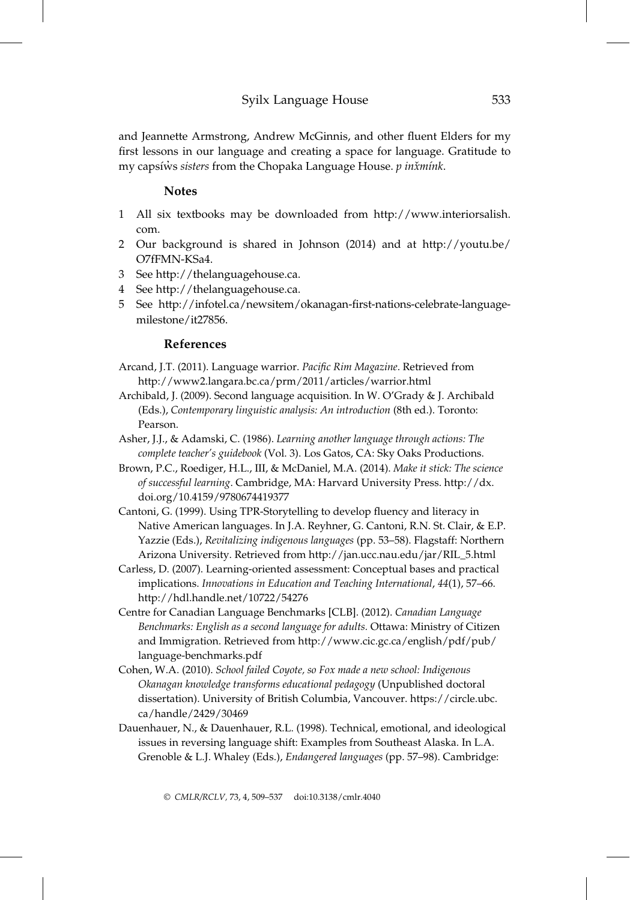and Jeannette Armstrong, Andrew McGinnis, and other fluent Elders for my first lessons in our language and creating a space for language. Gratitude to my capsíw̓s *sisters* from the Chopaka Language House. *p inx̌mínk*.

## Notes

1. All six textbooks may be downloaded from http://www.interiorsalish.com.
2. Our background is shared in Johnson (2014) and at http://youtu.be/O7fFMN-KSa4.
3. See http://thelanguagehouse.ca.
4. See http://thelanguagehouse.ca.
5. See http://infotel.ca/newsitem/okanagan-first-nations-celebrate-language-milestone/it27856.

## References

Arcand, J.T. (2011). Language warrior. *Pacific Rim Magazine*. Retrieved from http://www2.langara.bc.ca/prm/2011/articles/warrior.html

Archibald, J. (2009). Second language acquisition. In W. O'Grady & J. Archibald (Eds.), *Contemporary linguistic analysis: An introduction* (8th ed.). Toronto: Pearson.

Asher, J.J., & Adamski, C. (1986). *Learning another language through actions: The complete teacher's guidebook* (Vol. 3). Los Gatos, CA: Sky Oaks Productions.

Brown, P.C., Roediger, H.L., III, & McDaniel, M.A. (2014). *Make it stick: The science of successful learning*. Cambridge, MA: Harvard University Press. http://dx.doi.org/10.4159/9780674419377

Cantoni, G. (1999). Using TPR-Storytelling to develop fluency and literacy in Native American languages. In J.A. Reyhner, G. Cantoni, R.N. St. Clair, & E.P. Yazzie (Eds.), *Revitalizing indigenous languages* (pp. 53–58). Flagstaff: Northern Arizona University. Retrieved from http://jan.ucc.nau.edu/jar/RIL_5.html

Carless, D. (2007). Learning-oriented assessment: Conceptual bases and practical implications. *Innovations in Education and Teaching International*, *44*(1), 57–66. http://hdl.handle.net/10722/54276

Centre for Canadian Language Benchmarks [CLB]. (2012). *Canadian Language Benchmarks: English as a second language for adults.* Ottawa: Ministry of Citizen and Immigration. Retrieved from http://www.cic.gc.ca/english/pdf/pub/language-benchmarks.pdf

Cohen, W.A. (2010). *School failed Coyote, so Fox made a new school: Indigenous Okanagan knowledge transforms educational pedagogy* (Unpublished doctoral dissertation). University of British Columbia, Vancouver. https://circle.ubc.ca/handle/2429/30469

Dauenhauer, N., & Dauenhauer, R.L. (1998). Technical, emotional, and ideological issues in reversing language shift: Examples from Southeast Alaska. In L.A. Grenoble & L.J. Whaley (Eds.), *Endangered languages* (pp. 57–98). Cambridge: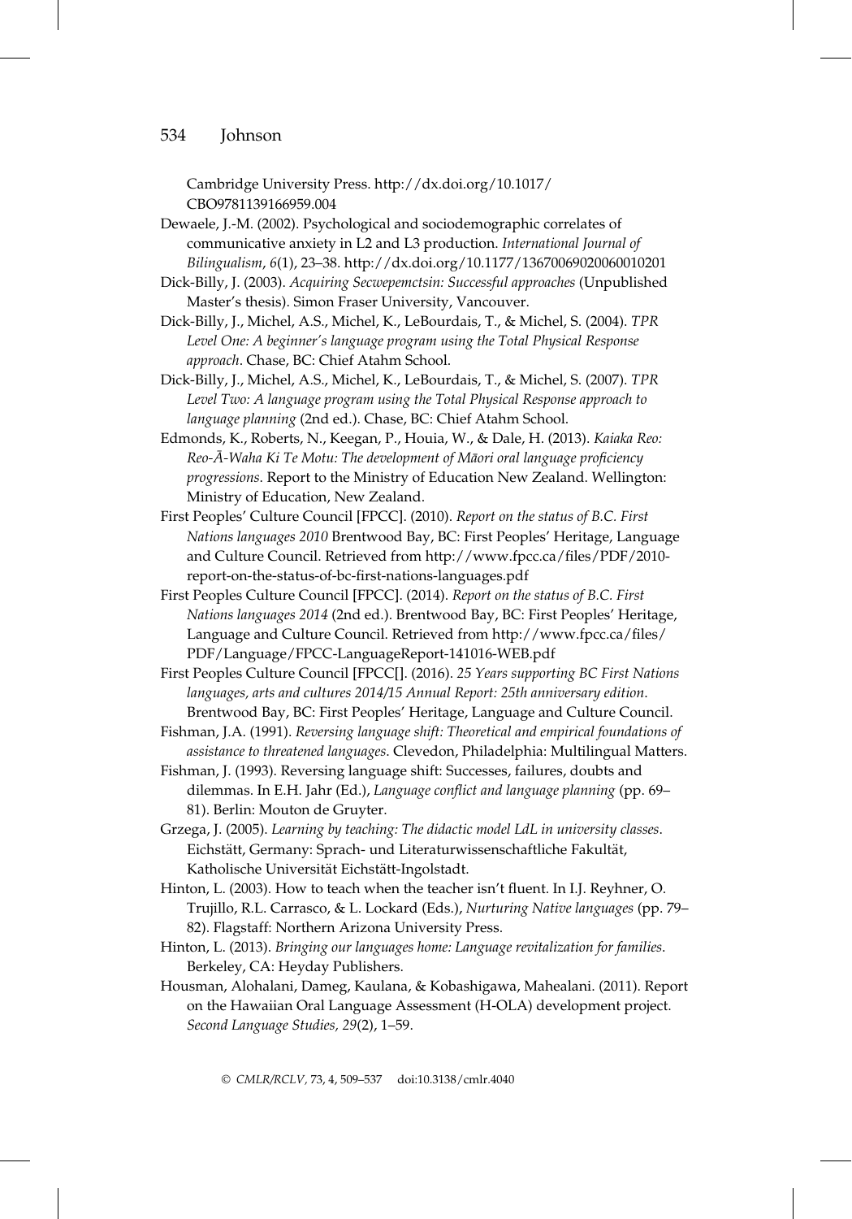Cambridge University Press. http://dx.doi.org/10.1017/CBO9781139166959.004

Dewaele, J.-M. (2002). Psychological and sociodemographic correlates of communicative anxiety in L2 and L3 production. *International Journal of Bilingualism*, *6*(1), 23–38. http://dx.doi.org/10.1177/13670069020060010201

Dick-Billy, J. (2003). *Acquiring Secwepemctsin: Successful approaches* (Unpublished Master's thesis). Simon Fraser University, Vancouver.

Dick-Billy, J., Michel, A.S., Michel, K., LeBourdais, T., & Michel, S. (2004). *TPR Level One: A beginner's language program using the Total Physical Response approach*. Chase, BC: Chief Atahm School.

Dick-Billy, J., Michel, A.S., Michel, K., LeBourdais, T., & Michel, S. (2007). *TPR Level Two: A language program using the Total Physical Response approach to language planning* (2nd ed.). Chase, BC: Chief Atahm School.

Edmonds, K., Roberts, N., Keegan, P., Houia, W., & Dale, H. (2013). *Kaiaka Reo: Reo-Ā-Waha Ki Te Motu: The development of Māori oral language proficiency progressions*. Report to the Ministry of Education New Zealand. Wellington: Ministry of Education, New Zealand.

First Peoples' Culture Council [FPCC]. (2010). *Report on the status of B.C. First Nations languages 2010* Brentwood Bay, BC: First Peoples' Heritage, Language and Culture Council. Retrieved from http://www.fpcc.ca/files/PDF/2010-report-on-the-status-of-bc-first-nations-languages.pdf

First Peoples Culture Council [FPCC]. (2014). *Report on the status of B.C. First Nations languages 2014* (2nd ed.). Brentwood Bay, BC: First Peoples' Heritage, Language and Culture Council. Retrieved from http://www.fpcc.ca/files/PDF/Language/FPCC-LanguageReport-141016-WEB.pdf

First Peoples Culture Council [FPCC[]. (2016). *25 Years supporting BC First Nations languages, arts and cultures 2014/15 Annual Report: 25th anniversary edition*. Brentwood Bay, BC: First Peoples' Heritage, Language and Culture Council.

Fishman, J.A. (1991). *Reversing language shift: Theoretical and empirical foundations of assistance to threatened languages*. Clevedon, Philadelphia: Multilingual Matters.

Fishman, J. (1993). Reversing language shift: Successes, failures, doubts and dilemmas. In E.H. Jahr (Ed.), *Language conflict and language planning* (pp. 69–81). Berlin: Mouton de Gruyter.

Grzega, J. (2005). *Learning by teaching: The didactic model LdL in university classes*. Eichstätt, Germany: Sprach- und Literaturwissenschaftliche Fakultät, Katholische Universität Eichstätt-Ingolstadt.

Hinton, L. (2003). How to teach when the teacher isn't fluent. In I.J. Reyhner, O. Trujillo, R.L. Carrasco, & L. Lockard (Eds.), *Nurturing Native languages* (pp. 79–82). Flagstaff: Northern Arizona University Press.

Hinton, L. (2013). *Bringing our languages home: Language revitalization for families*. Berkeley, CA: Heyday Publishers.

Housman, Alohalani, Dameg, Kaulana, & Kobashigawa, Mahealani. (2011). Report on the Hawaiian Oral Language Assessment (H-OLA) development project. *Second Language Studies, 29*(2), 1–59.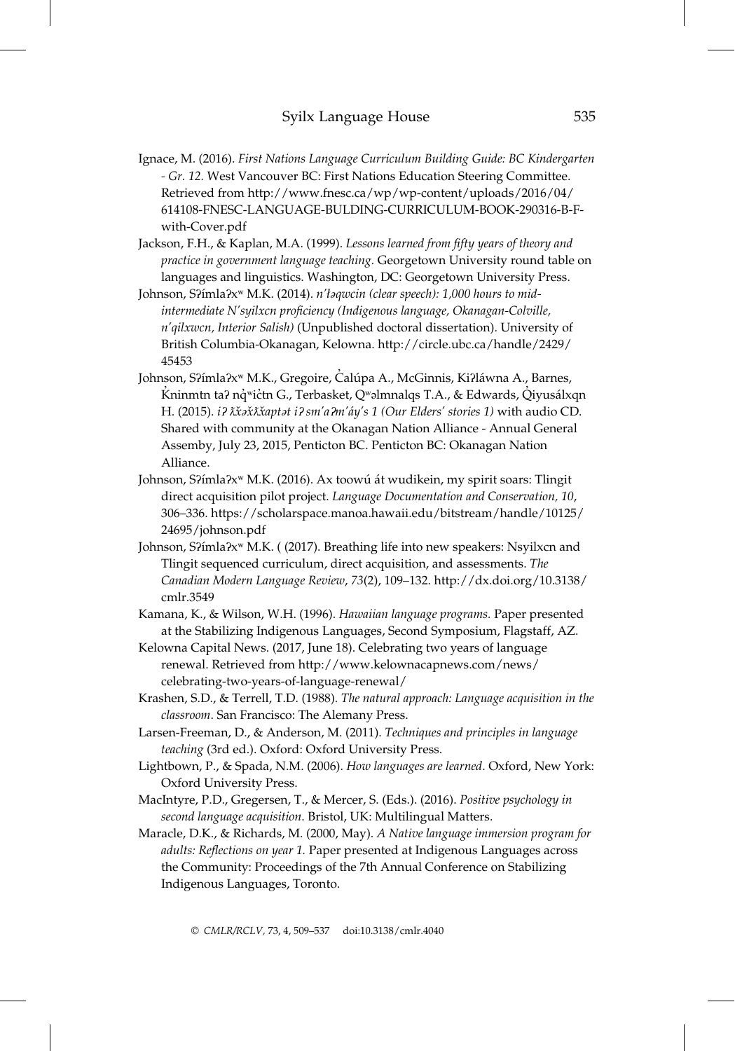Ignace, M. (2016). *First Nations Language Curriculum Building Guide: BC Kindergarten - Gr. 12.* West Vancouver BC: First Nations Education Steering Committee. Retrieved from http://www.fnesc.ca/wp/wp-content/uploads/2016/04/614108-FNESC-LANGUAGE-BULDING-CURRICULUM-BOOK-290316-B-F-with-Cover.pdf

Jackson, F.H., & Kaplan, M.A. (1999). *Lessons learned from fifty years of theory and practice in government language teaching*. Georgetown University round table on languages and linguistics. Washington, DC: Georgetown University Press.

Johnson, Sʔímlaʔxʷ M.K. (2014). *n'łəqwcin (clear speech): 1,000 hours to mid-intermediate N'syilxcn proficiency (Indigenous language, Okanagan-Colville, n'qilxwcn, Interior Salish)* (Unpublished doctoral dissertation). University of British Columbia-Okanagan, Kelowna. http://circle.ubc.ca/handle/2429/45453

Johnson, Sʔímlaʔxʷ M.K., Gregoire, C̓alúpa A., McGinnis, Kiʔláwna A., Barnes, K̓ninmtn taʔ nq̓ʷic̓tn G., Terbasket, Qʷəlmnalqs T.A., & Edwards, Q̓iyusálxqn H. (2015). *iʔ ƛ̓x̌əx̌ƛ̓x̌aptət iʔ sm'aʔm'áy's 1 (Our Elders' stories 1)* with audio CD. Shared with community at the Okanagan Nation Alliance - Annual General Assemby, July 23, 2015, Penticton BC. Penticton BC: Okanagan Nation Alliance.

Johnson, Sʔímlaʔxʷ M.K. (2016). Ax toowú át wudikein, my spirit soars: Tlingit direct acquisition pilot project. *Language Documentation and Conservation, 10*, 306–336. https://scholarspace.manoa.hawaii.edu/bitstream/handle/10125/24695/johnson.pdf

Johnson, Sʔímlaʔxʷ M.K. ( (2017). Breathing life into new speakers: Nsyilxcn and Tlingit sequenced curriculum, direct acquisition, and assessments. *The Canadian Modern Language Review*, *73*(2), 109–132. http://dx.doi.org/10.3138/cmlr.3549

Kamana, K., & Wilson, W.H. (1996). *Hawaiian language programs.* Paper presented at the Stabilizing Indigenous Languages, Second Symposium, Flagstaff, AZ.

Kelowna Capital News. (2017, June 18). Celebrating two years of language renewal. Retrieved from http://www.kelownacapnews.com/news/celebrating-two-years-of-language-renewal/

Krashen, S.D., & Terrell, T.D. (1988). *The natural approach: Language acquisition in the classroom*. San Francisco: The Alemany Press.

Larsen-Freeman, D., & Anderson, M. (2011). *Techniques and principles in language teaching* (3rd ed.). Oxford: Oxford University Press.

Lightbown, P., & Spada, N.M. (2006). *How languages are learned*. Oxford, New York: Oxford University Press.

MacIntyre, P.D., Gregersen, T., & Mercer, S. (Eds.). (2016). *Positive psychology in second language acquisition*. Bristol, UK: Multilingual Matters.

Maracle, D.K., & Richards, M. (2000, May). *A Native language immersion program for adults: Reflections on year 1.* Paper presented at Indigenous Languages across the Community: Proceedings of the 7th Annual Conference on Stabilizing Indigenous Languages, Toronto.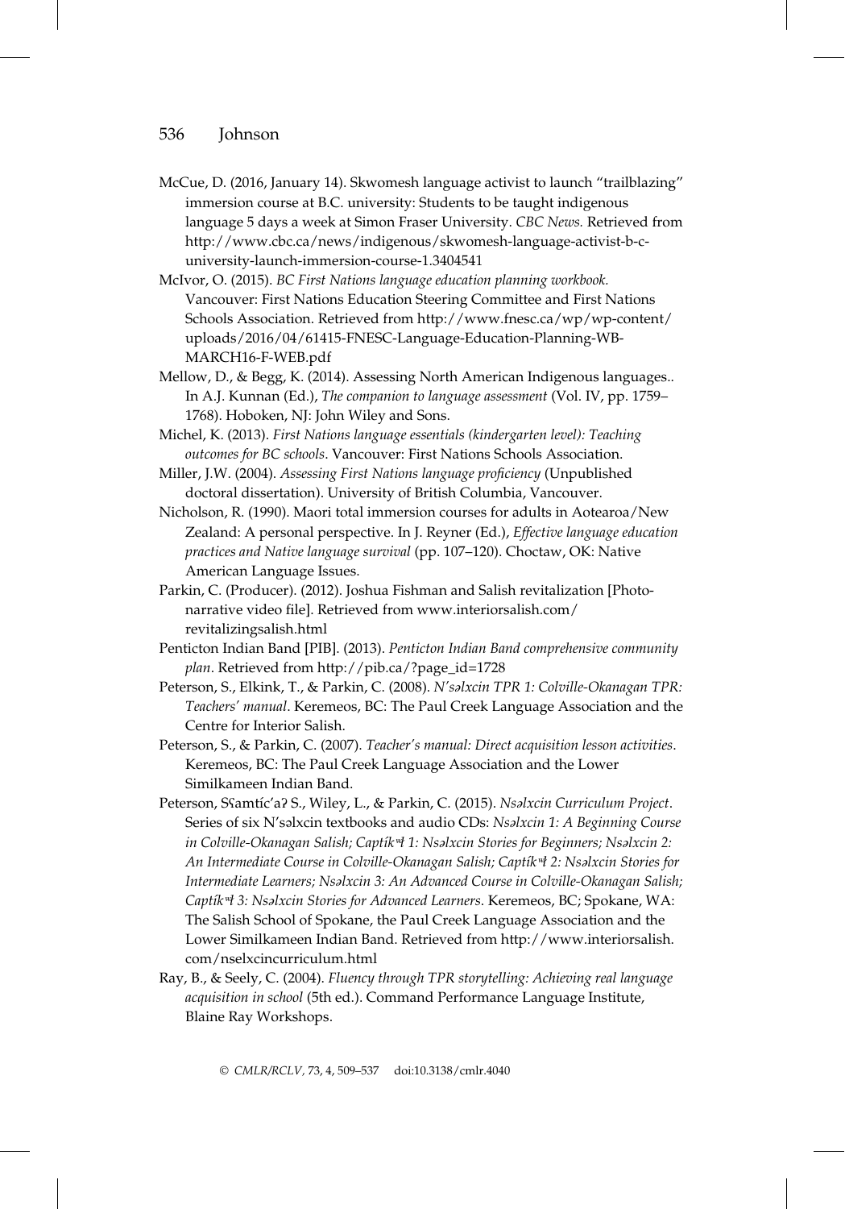McCue, D. (2016, January 14). Skwomesh language activist to launch "trailblazing" immersion course at B.C. university: Students to be taught indigenous language 5 days a week at Simon Fraser University. *CBC News.* Retrieved from http://www.cbc.ca/news/indigenous/skwomesh-language-activist-b-c-university-launch-immersion-course-1.3404541

McIvor, O. (2015). *BC First Nations language education planning workbook.* Vancouver: First Nations Education Steering Committee and First Nations Schools Association. Retrieved from http://www.fnesc.ca/wp/wp-content/uploads/2016/04/61415-FNESC-Language-Education-Planning-WB-MARCH16-F-WEB.pdf

Mellow, D., & Begg, K. (2014). Assessing North American Indigenous languages.. In A.J. Kunnan (Ed.), *The companion to language assessment* (Vol. IV, pp. 1759–1768). Hoboken, NJ: John Wiley and Sons.

Michel, K. (2013). *First Nations language essentials (kindergarten level): Teaching outcomes for BC schools*. Vancouver: First Nations Schools Association.

Miller, J.W. (2004). *Assessing First Nations language proficiency* (Unpublished doctoral dissertation). University of British Columbia, Vancouver.

Nicholson, R. (1990). Maori total immersion courses for adults in Aotearoa/New Zealand: A personal perspective. In J. Reyner (Ed.), *Effective language education practices and Native language survival* (pp. 107–120). Choctaw, OK: Native American Language Issues.

Parkin, C. (Producer). (2012). Joshua Fishman and Salish revitalization [Photo-narrative video file]. Retrieved from www.interiorsalish.com/revitalizingsalish.html

Penticton Indian Band [PIB]. (2013). *Penticton Indian Band comprehensive community plan*. Retrieved from http://pib.ca/?page_id=1728

Peterson, S., Elkink, T., & Parkin, C. (2008). *N'səlxcin TPR 1: Colville-Okanagan TPR: Teachers' manual*. Keremeos, BC: The Paul Creek Language Association and the Centre for Interior Salish.

Peterson, S., & Parkin, C. (2007). *Teacher's manual: Direct acquisition lesson activities*. Keremeos, BC: The Paul Creek Language Association and the Lower Similkameen Indian Band.

Peterson, Sʕamtíc'aʔ S., Wiley, L., & Parkin, C. (2015). *Nsəlxcin Curriculum Project*. Series of six N'səlxcin textbooks and audio CDs: *Nsəlxcin 1: A Beginning Course in Colville-Okanagan Salish; Captíkʷł 1: Nsəlxcin Stories for Beginners; Nsəlxcin 2: An Intermediate Course in Colville-Okanagan Salish; Captíkʷł 2: Nsəlxcin Stories for Intermediate Learners; Nsəlxcin 3: An Advanced Course in Colville-Okanagan Salish; Captíkʷł 3: Nsəlxcin Stories for Advanced Learners*. Keremeos, BC; Spokane, WA: The Salish School of Spokane, the Paul Creek Language Association and the Lower Similkameen Indian Band. Retrieved from http://www.interiorsalish.com/nselxcincurriculum.html

Ray, B., & Seely, C. (2004). *Fluency through TPR storytelling: Achieving real language acquisition in school* (5th ed.). Command Performance Language Institute, Blaine Ray Workshops.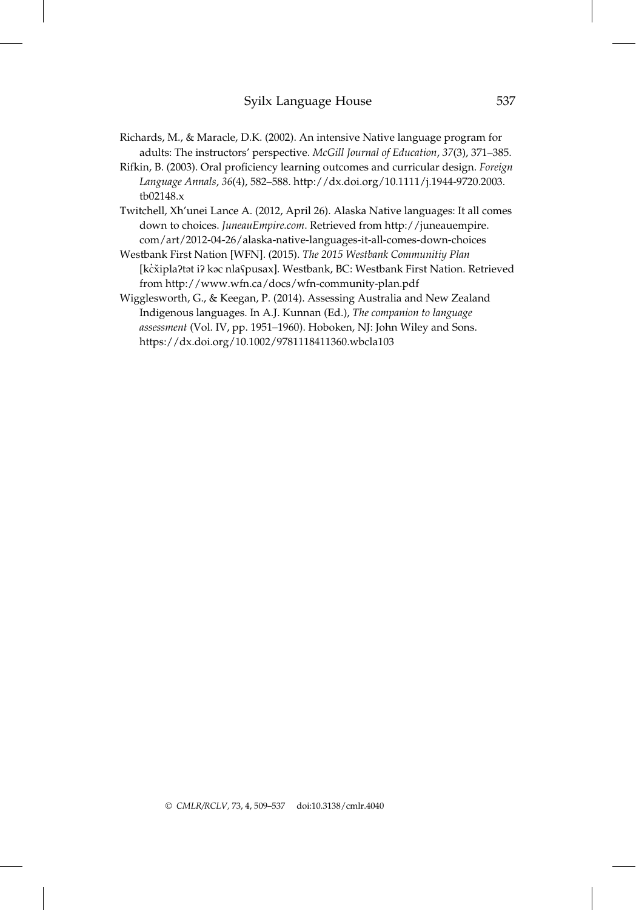Richards, M., & Maracle, D.K. (2002). An intensive Native language program for adults: The instructors' perspective. *McGill Journal of Education*, *37*(3), 371–385.

Rifkin, B. (2003). Oral proficiency learning outcomes and curricular design. *Foreign Language Annals*, *36*(4), 582–588. http://dx.doi.org/10.1111/j.1944-9720.2003.tb02148.x

Twitchell, Xh'unei Lance A. (2012, April 26). Alaska Native languages: It all comes down to choices. *JuneauEmpire.com*. Retrieved from http://juneauempire.com/art/2012-04-26/alaska-native-languages-it-all-comes-down-choices

Westbank First Nation [WFN]. (2015). *The 2015 Westbank Communitiy Plan* [kc̓x̌iplaʔtət iʔ kəc nlaʕpusax]. Westbank, BC: Westbank First Nation. Retrieved from http://www.wfn.ca/docs/wfn-community-plan.pdf

Wigglesworth, G., & Keegan, P. (2014). Assessing Australia and New Zealand Indigenous languages. In A.J. Kunnan (Ed.), *The companion to language assessment* (Vol. IV, pp. 1951–1960). Hoboken, NJ: John Wiley and Sons. https://dx.doi.org/10.1002/9781118411360.wbcla103